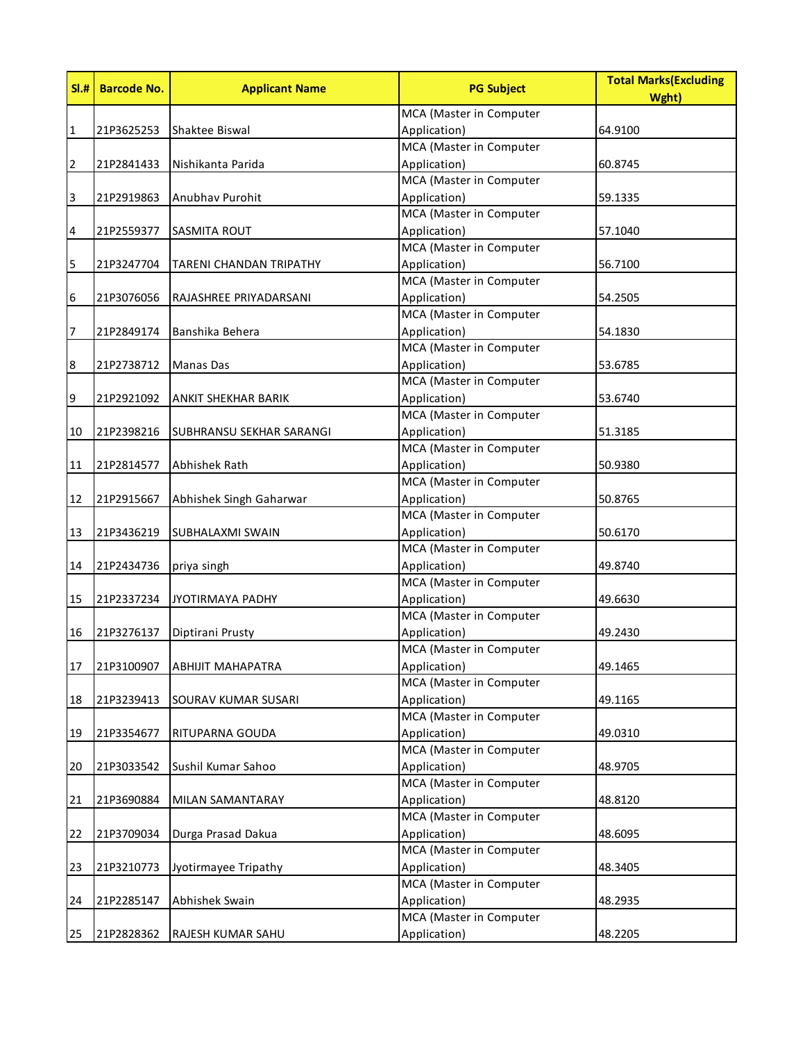| Sl.# | Barcode No. | Applicant Name | PG Subject | Total Marks(Excluding Wght) |
|---|---|---|---|---|
| 1 | 21P3625253 | Shaktee Biswal | MCA (Master in Computer Application) | 64.9100 |
| 2 | 21P2841433 | Nishikanta Parida | MCA (Master in Computer Application) | 60.8745 |
| 3 | 21P2919863 | Anubhav Purohit | MCA (Master in Computer Application) | 59.1335 |
| 4 | 21P2559377 | SASMITA ROUT | MCA (Master in Computer Application) | 57.1040 |
| 5 | 21P3247704 | TARENI CHANDAN TRIPATHY | MCA (Master in Computer Application) | 56.7100 |
| 6 | 21P3076056 | RAJASHREE PRIYADARSANI | MCA (Master in Computer Application) | 54.2505 |
| 7 | 21P2849174 | Banshika Behera | MCA (Master in Computer Application) | 54.1830 |
| 8 | 21P2738712 | Manas Das | MCA (Master in Computer Application) | 53.6785 |
| 9 | 21P2921092 | ANKIT SHEKHAR BARIK | MCA (Master in Computer Application) | 53.6740 |
| 10 | 21P2398216 | SUBHRANSU SEKHAR SARANGI | MCA (Master in Computer Application) | 51.3185 |
| 11 | 21P2814577 | Abhishek Rath | MCA (Master in Computer Application) | 50.9380 |
| 12 | 21P2915667 | Abhishek Singh Gaharwar | MCA (Master in Computer Application) | 50.8765 |
| 13 | 21P3436219 | SUBHALAXMI SWAIN | MCA (Master in Computer Application) | 50.6170 |
| 14 | 21P2434736 | priya singh | MCA (Master in Computer Application) | 49.8740 |
| 15 | 21P2337234 | JYOTIRMAYA PADHY | MCA (Master in Computer Application) | 49.6630 |
| 16 | 21P3276137 | Diptirani Prusty | MCA (Master in Computer Application) | 49.2430 |
| 17 | 21P3100907 | ABHIJIT MAHAPATRA | MCA (Master in Computer Application) | 49.1465 |
| 18 | 21P3239413 | SOURAV KUMAR SUSARI | MCA (Master in Computer Application) | 49.1165 |
| 19 | 21P3354677 | RITUPARNA GOUDA | MCA (Master in Computer Application) | 49.0310 |
| 20 | 21P3033542 | Sushil Kumar Sahoo | MCA (Master in Computer Application) | 48.9705 |
| 21 | 21P3690884 | MILAN SAMANTARAY | MCA (Master in Computer Application) | 48.8120 |
| 22 | 21P3709034 | Durga Prasad Dakua | MCA (Master in Computer Application) | 48.6095 |
| 23 | 21P3210773 | Jyotirmayee Tripathy | MCA (Master in Computer Application) | 48.3405 |
| 24 | 21P2285147 | Abhishek Swain | MCA (Master in Computer Application) | 48.2935 |
| 25 | 21P2828362 | RAJESH KUMAR SAHU | MCA (Master in Computer Application) | 48.2205 |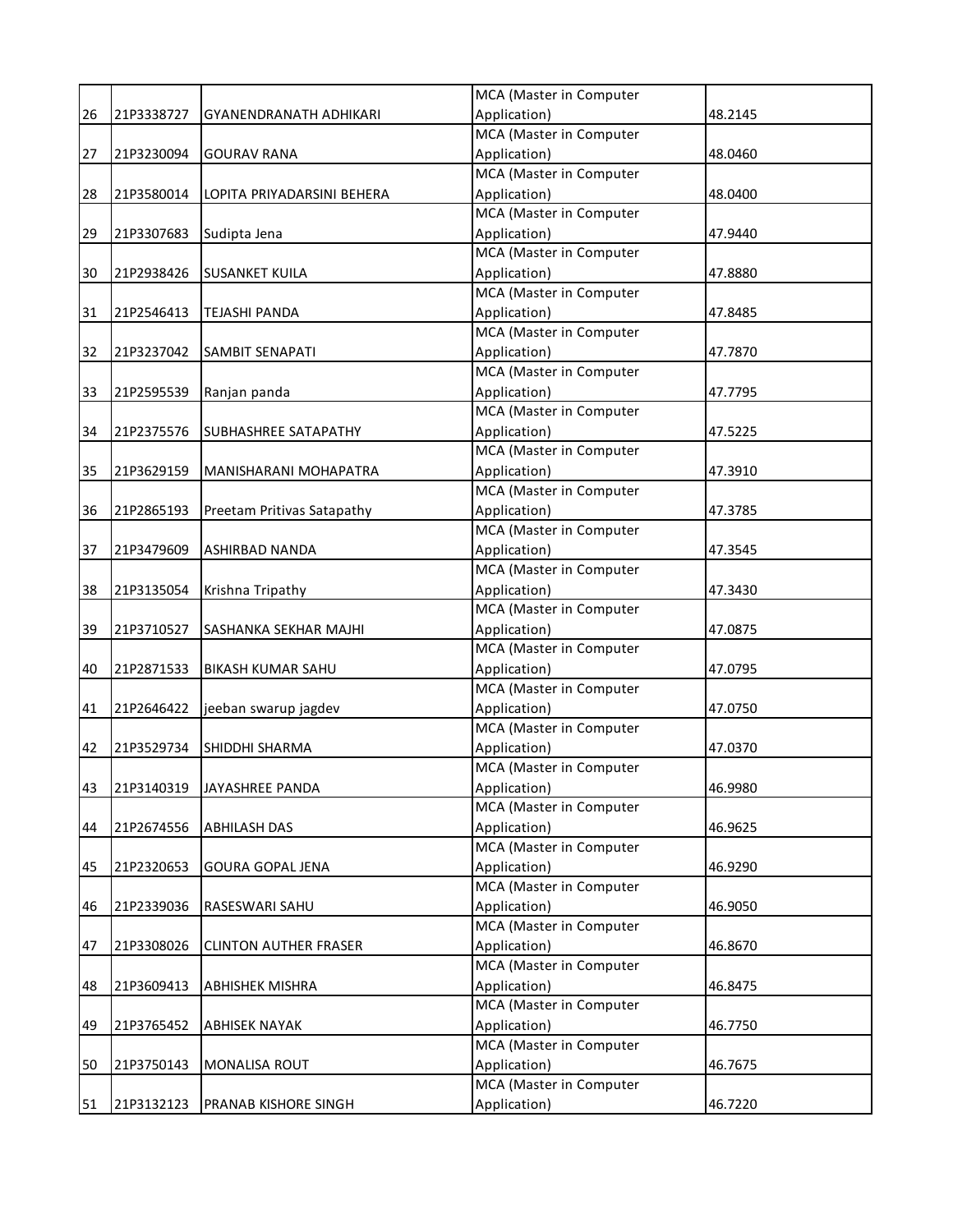| | | | | |
|---|---|---|---|---|
| 26 | 21P3338727 | GYANENDRANATH ADHIKARI | MCA (Master in Computer Application) | 48.2145 |
| 27 | 21P3230094 | GOURAV RANA | MCA (Master in Computer Application) | 48.0460 |
| 28 | 21P3580014 | LOPITA PRIYADARSINI BEHERA | MCA (Master in Computer Application) | 48.0400 |
| 29 | 21P3307683 | Sudipta Jena | MCA (Master in Computer Application) | 47.9440 |
| 30 | 21P2938426 | SUSANKET KUILA | MCA (Master in Computer Application) | 47.8880 |
| 31 | 21P2546413 | TEJASHI PANDA | MCA (Master in Computer Application) | 47.8485 |
| 32 | 21P3237042 | SAMBIT SENAPATI | MCA (Master in Computer Application) | 47.7870 |
| 33 | 21P2595539 | Ranjan panda | MCA (Master in Computer Application) | 47.7795 |
| 34 | 21P2375576 | SUBHASHREE SATAPATHY | MCA (Master in Computer Application) | 47.5225 |
| 35 | 21P3629159 | MANISHARANI MOHAPATRA | MCA (Master in Computer Application) | 47.3910 |
| 36 | 21P2865193 | Preetam Pritivas Satapathy | MCA (Master in Computer Application) | 47.3785 |
| 37 | 21P3479609 | ASHIRBAD NANDA | MCA (Master in Computer Application) | 47.3545 |
| 38 | 21P3135054 | Krishna Tripathy | MCA (Master in Computer Application) | 47.3430 |
| 39 | 21P3710527 | SASHANKA SEKHAR MAJHI | MCA (Master in Computer Application) | 47.0875 |
| 40 | 21P2871533 | BIKASH KUMAR SAHU | MCA (Master in Computer Application) | 47.0795 |
| 41 | 21P2646422 | jeeban swarup jagdev | MCA (Master in Computer Application) | 47.0750 |
| 42 | 21P3529734 | SHIDDHI SHARMA | MCA (Master in Computer Application) | 47.0370 |
| 43 | 21P3140319 | JAYASHREE PANDA | MCA (Master in Computer Application) | 46.9980 |
| 44 | 21P2674556 | ABHILASH DAS | MCA (Master in Computer Application) | 46.9625 |
| 45 | 21P2320653 | GOURA GOPAL JENA | MCA (Master in Computer Application) | 46.9290 |
| 46 | 21P2339036 | RASESWARI SAHU | MCA (Master in Computer Application) | 46.9050 |
| 47 | 21P3308026 | CLINTON AUTHER FRASER | MCA (Master in Computer Application) | 46.8670 |
| 48 | 21P3609413 | ABHISHEK MISHRA | MCA (Master in Computer Application) | 46.8475 |
| 49 | 21P3765452 | ABHISEK NAYAK | MCA (Master in Computer Application) | 46.7750 |
| 50 | 21P3750143 | MONALISA ROUT | MCA (Master in Computer Application) | 46.7675 |
| 51 | 21P3132123 | PRANAB KISHORE SINGH | MCA (Master in Computer Application) | 46.7220 |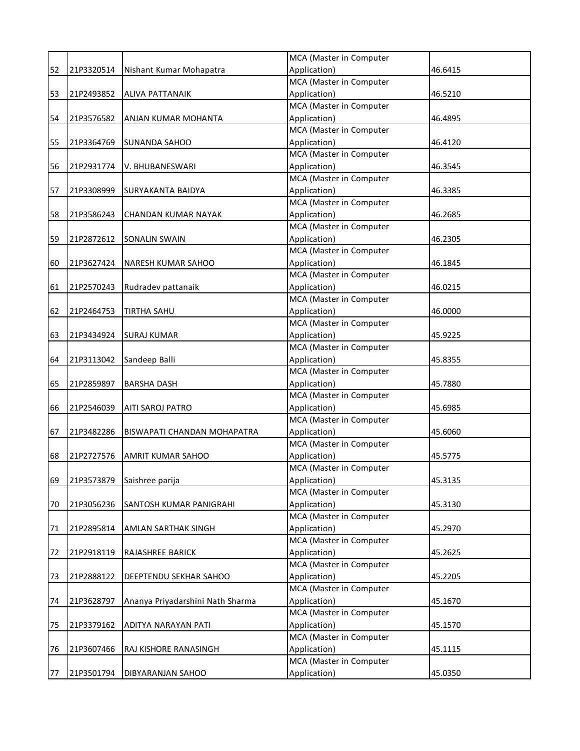| | | | | |
|---|---|---|---|---|
| 52 | 21P3320514 | Nishant Kumar Mohapatra | MCA (Master in Computer Application) | 46.6415 |
| 53 | 21P2493852 | ALIVA PATTANAIK | MCA (Master in Computer Application) | 46.5210 |
| 54 | 21P3576582 | ANJAN KUMAR MOHANTA | MCA (Master in Computer Application) | 46.4895 |
| 55 | 21P3364769 | SUNANDA SAHOO | MCA (Master in Computer Application) | 46.4120 |
| 56 | 21P2931774 | V. BHUBANESWARI | MCA (Master in Computer Application) | 46.3545 |
| 57 | 21P3308999 | SURYAKANTA BAIDYA | MCA (Master in Computer Application) | 46.3385 |
| 58 | 21P3586243 | CHANDAN KUMAR NAYAK | MCA (Master in Computer Application) | 46.2685 |
| 59 | 21P2872612 | SONALIN SWAIN | MCA (Master in Computer Application) | 46.2305 |
| 60 | 21P3627424 | NARESH KUMAR SAHOO | MCA (Master in Computer Application) | 46.1845 |
| 61 | 21P2570243 | Rudradev pattanaik | MCA (Master in Computer Application) | 46.0215 |
| 62 | 21P2464753 | TIRTHA SAHU | MCA (Master in Computer Application) | 46.0000 |
| 63 | 21P3434924 | SURAJ KUMAR | MCA (Master in Computer Application) | 45.9225 |
| 64 | 21P3113042 | Sandeep Balli | MCA (Master in Computer Application) | 45.8355 |
| 65 | 21P2859897 | BARSHA DASH | MCA (Master in Computer Application) | 45.7880 |
| 66 | 21P2546039 | AITI SAROJ PATRO | MCA (Master in Computer Application) | 45.6985 |
| 67 | 21P3482286 | BISWAPATI CHANDAN MOHAPATRA | MCA (Master in Computer Application) | 45.6060 |
| 68 | 21P2727576 | AMRIT KUMAR SAHOO | MCA (Master in Computer Application) | 45.5775 |
| 69 | 21P3573879 | Saishree parija | MCA (Master in Computer Application) | 45.3135 |
| 70 | 21P3056236 | SANTOSH KUMAR PANIGRAHI | MCA (Master in Computer Application) | 45.3130 |
| 71 | 21P2895814 | AMLAN SARTHAK SINGH | MCA (Master in Computer Application) | 45.2970 |
| 72 | 21P2918119 | RAJASHREE BARICK | MCA (Master in Computer Application) | 45.2625 |
| 73 | 21P2888122 | DEEPTENDU SEKHAR SAHOO | MCA (Master in Computer Application) | 45.2205 |
| 74 | 21P3628797 | Ananya Priyadarshini Nath Sharma | MCA (Master in Computer Application) | 45.1670 |
| 75 | 21P3379162 | ADITYA NARAYAN PATI | MCA (Master in Computer Application) | 45.1570 |
| 76 | 21P3607466 | RAJ KISHORE RANASINGH | MCA (Master in Computer Application) | 45.1115 |
| 77 | 21P3501794 | DIBYARANJAN SAHOO | MCA (Master in Computer Application) | 45.0350 |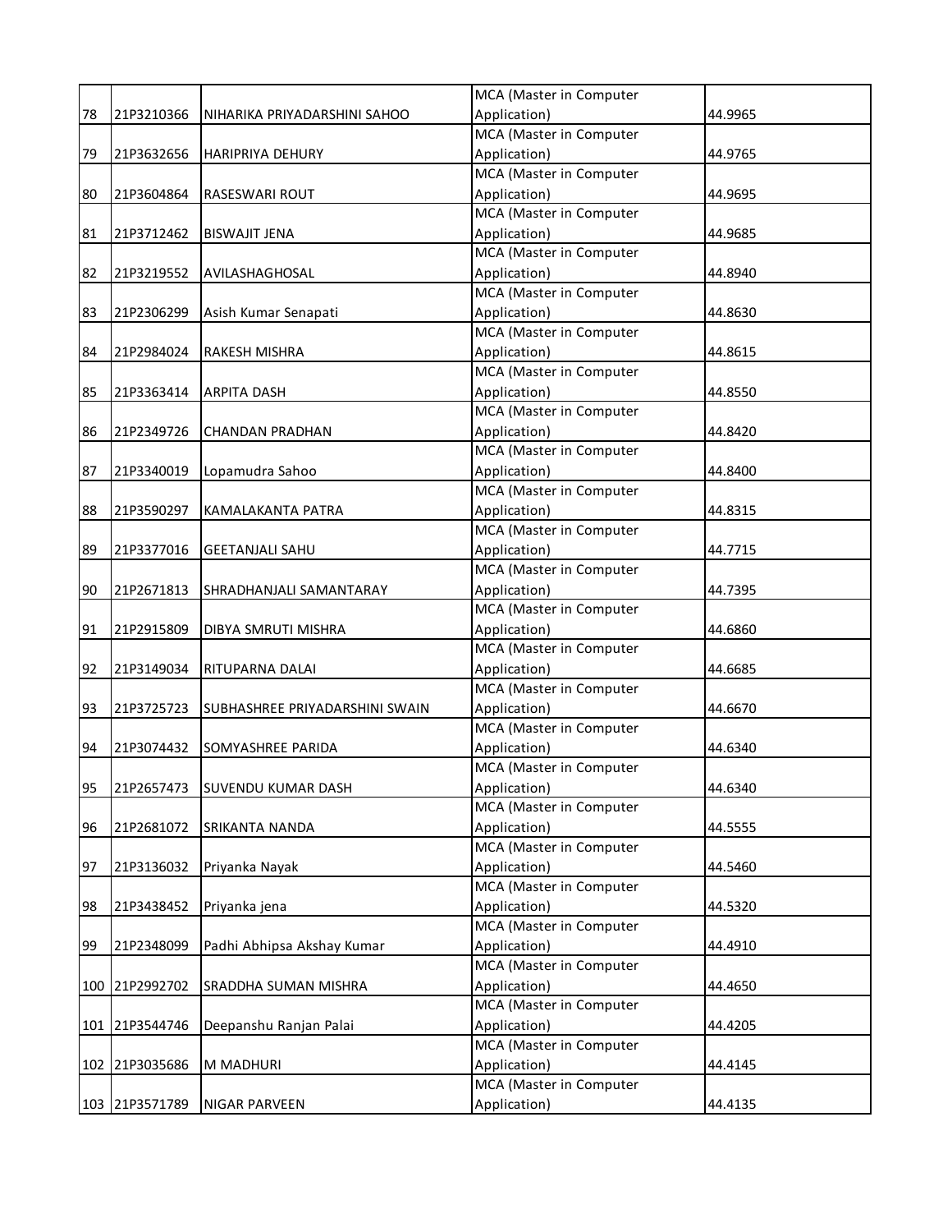| | | | | |
|---|---|---|---|---|
| 78 | 21P3210366 | NIHARIKA PRIYADARSHINI SAHOO | MCA (Master in Computer Application) | 44.9965 |
| 79 | 21P3632656 | HARIPRIYA DEHURY | MCA (Master in Computer Application) | 44.9765 |
| 80 | 21P3604864 | RASESWARI ROUT | MCA (Master in Computer Application) | 44.9695 |
| 81 | 21P3712462 | BISWAJIT JENA | MCA (Master in Computer Application) | 44.9685 |
| 82 | 21P3219552 | AVILASHAGHOSAL | MCA (Master in Computer Application) | 44.8940 |
| 83 | 21P2306299 | Asish Kumar Senapati | MCA (Master in Computer Application) | 44.8630 |
| 84 | 21P2984024 | RAKESH MISHRA | MCA (Master in Computer Application) | 44.8615 |
| 85 | 21P3363414 | ARPITA DASH | MCA (Master in Computer Application) | 44.8550 |
| 86 | 21P2349726 | CHANDAN PRADHAN | MCA (Master in Computer Application) | 44.8420 |
| 87 | 21P3340019 | Lopamudra Sahoo | MCA (Master in Computer Application) | 44.8400 |
| 88 | 21P3590297 | KAMALAKANTA PATRA | MCA (Master in Computer Application) | 44.8315 |
| 89 | 21P3377016 | GEETANJALI SAHU | MCA (Master in Computer Application) | 44.7715 |
| 90 | 21P2671813 | SHRADHANJALI SAMANTARAY | MCA (Master in Computer Application) | 44.7395 |
| 91 | 21P2915809 | DIBYA SMRUTI MISHRA | MCA (Master in Computer Application) | 44.6860 |
| 92 | 21P3149034 | RITUPARNA DALAI | MCA (Master in Computer Application) | 44.6685 |
| 93 | 21P3725723 | SUBHASHREE PRIYADARSHINI SWAIN | MCA (Master in Computer Application) | 44.6670 |
| 94 | 21P3074432 | SOMYASHREE PARIDA | MCA (Master in Computer Application) | 44.6340 |
| 95 | 21P2657473 | SUVENDU KUMAR DASH | MCA (Master in Computer Application) | 44.6340 |
| 96 | 21P2681072 | SRIKANTA NANDA | MCA (Master in Computer Application) | 44.5555 |
| 97 | 21P3136032 | Priyanka Nayak | MCA (Master in Computer Application) | 44.5460 |
| 98 | 21P3438452 | Priyanka jena | MCA (Master in Computer Application) | 44.5320 |
| 99 | 21P2348099 | Padhi Abhipsa Akshay Kumar | MCA (Master in Computer Application) | 44.4910 |
| 100 | 21P2992702 | SRADDHA SUMAN MISHRA | MCA (Master in Computer Application) | 44.4650 |
| 101 | 21P3544746 | Deepanshu Ranjan Palai | MCA (Master in Computer Application) | 44.4205 |
| 102 | 21P3035686 | M MADHURI | MCA (Master in Computer Application) | 44.4145 |
| 103 | 21P3571789 | NIGAR PARVEEN | MCA (Master in Computer Application) | 44.4135 |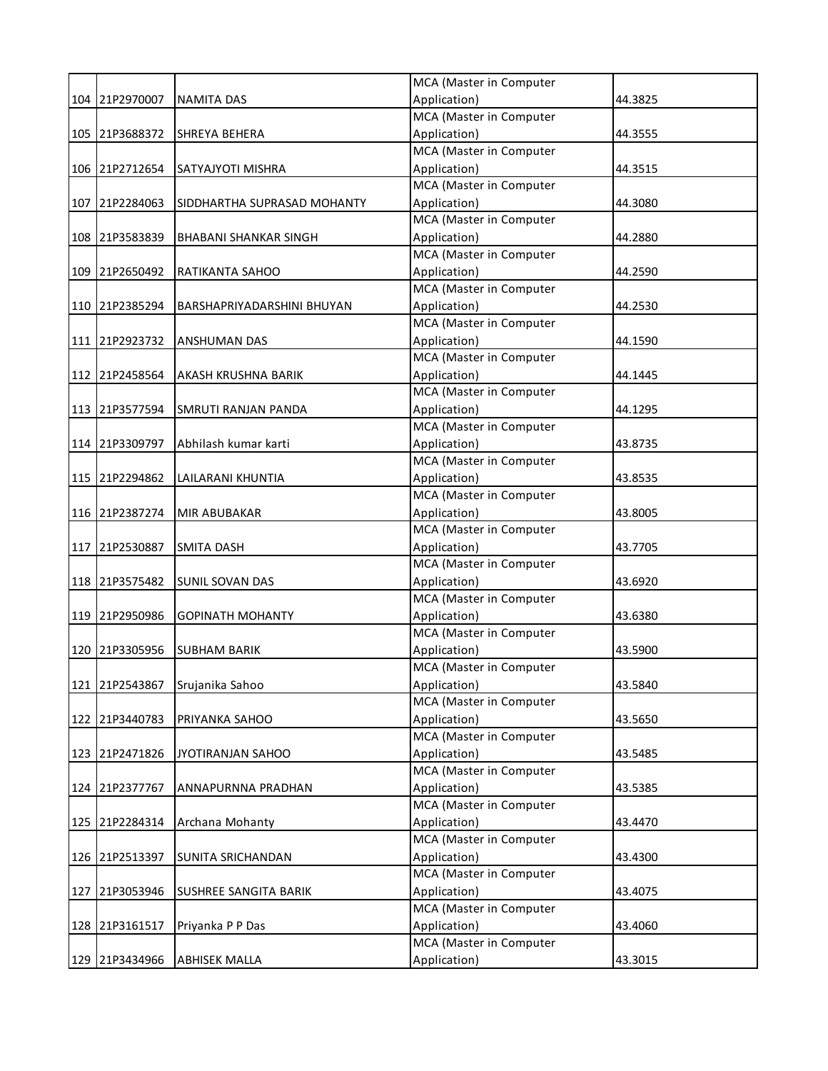| 104 | 21P2970007 | NAMITA DAS | MCA (Master in Computer Application) | 44.3825 |
|---|---|---|---|---|
| 105 | 21P3688372 | SHREYA BEHERA | MCA (Master in Computer Application) | 44.3555 |
| 106 | 21P2712654 | SATYAJYOTI MISHRA | MCA (Master in Computer Application) | 44.3515 |
| 107 | 21P2284063 | SIDDHARTHA SUPRASAD MOHANTY | MCA (Master in Computer Application) | 44.3080 |
| 108 | 21P3583839 | BHABANI SHANKAR SINGH | MCA (Master in Computer Application) | 44.2880 |
| 109 | 21P2650492 | RATIKANTA SAHOO | MCA (Master in Computer Application) | 44.2590 |
| 110 | 21P2385294 | BARSHAPRIYADARSHINI BHUYAN | MCA (Master in Computer Application) | 44.2530 |
| 111 | 21P2923732 | ANSHUMAN DAS | MCA (Master in Computer Application) | 44.1590 |
| 112 | 21P2458564 | AKASH KRUSHNA BARIK | MCA (Master in Computer Application) | 44.1445 |
| 113 | 21P3577594 | SMRUTI RANJAN PANDA | MCA (Master in Computer Application) | 44.1295 |
| 114 | 21P3309797 | Abhilash kumar karti | MCA (Master in Computer Application) | 43.8735 |
| 115 | 21P2294862 | LAILARANI KHUNTIA | MCA (Master in Computer Application) | 43.8535 |
| 116 | 21P2387274 | MIR ABUBAKAR | MCA (Master in Computer Application) | 43.8005 |
| 117 | 21P2530887 | SMITA DASH | MCA (Master in Computer Application) | 43.7705 |
| 118 | 21P3575482 | SUNIL SOVAN DAS | MCA (Master in Computer Application) | 43.6920 |
| 119 | 21P2950986 | GOPINATH MOHANTY | MCA (Master in Computer Application) | 43.6380 |
| 120 | 21P3305956 | SUBHAM BARIK | MCA (Master in Computer Application) | 43.5900 |
| 121 | 21P2543867 | Srujanika Sahoo | MCA (Master in Computer Application) | 43.5840 |
| 122 | 21P3440783 | PRIYANKA SAHOO | MCA (Master in Computer Application) | 43.5650 |
| 123 | 21P2471826 | JYOTIRANJAN SAHOO | MCA (Master in Computer Application) | 43.5485 |
| 124 | 21P2377767 | ANNAPURNNA PRADHAN | MCA (Master in Computer Application) | 43.5385 |
| 125 | 21P2284314 | Archana Mohanty | MCA (Master in Computer Application) | 43.4470 |
| 126 | 21P2513397 | SUNITA SRICHANDAN | MCA (Master in Computer Application) | 43.4300 |
| 127 | 21P3053946 | SUSHREE SANGITA BARIK | MCA (Master in Computer Application) | 43.4075 |
| 128 | 21P3161517 | Priyanka P P Das | MCA (Master in Computer Application) | 43.4060 |
| 129 | 21P3434966 | ABHISEK MALLA | MCA (Master in Computer Application) | 43.3015 |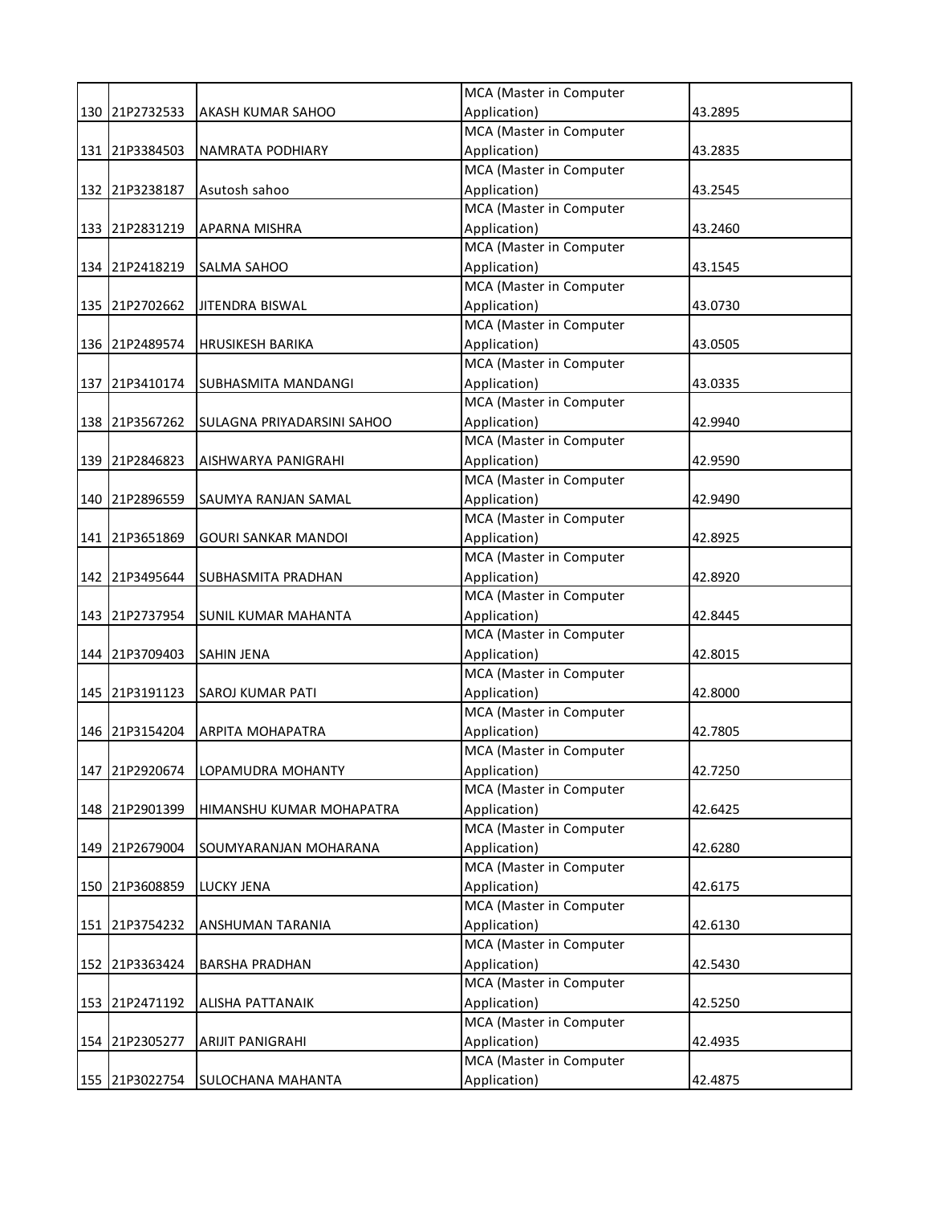| | | | | |
|---|---|---|---|---|
| 130 | 21P2732533 | AKASH KUMAR SAHOO | MCA (Master in Computer Application) | 43.2895 |
| 131 | 21P3384503 | NAMRATA PODHIARY | MCA (Master in Computer Application) | 43.2835 |
| 132 | 21P3238187 | Asutosh sahoo | MCA (Master in Computer Application) | 43.2545 |
| 133 | 21P2831219 | APARNA MISHRA | MCA (Master in Computer Application) | 43.2460 |
| 134 | 21P2418219 | SALMA SAHOO | MCA (Master in Computer Application) | 43.1545 |
| 135 | 21P2702662 | JITENDRA BISWAL | MCA (Master in Computer Application) | 43.0730 |
| 136 | 21P2489574 | HRUSIKESH BARIKA | MCA (Master in Computer Application) | 43.0505 |
| 137 | 21P3410174 | SUBHASMITA MANDANGI | MCA (Master in Computer Application) | 43.0335 |
| 138 | 21P3567262 | SULAGNA PRIYADARSINI SAHOO | MCA (Master in Computer Application) | 42.9940 |
| 139 | 21P2846823 | AISHWARYA PANIGRAHI | MCA (Master in Computer Application) | 42.9590 |
| 140 | 21P2896559 | SAUMYA RANJAN SAMAL | MCA (Master in Computer Application) | 42.9490 |
| 141 | 21P3651869 | GOURI SANKAR MANDOI | MCA (Master in Computer Application) | 42.8925 |
| 142 | 21P3495644 | SUBHASMITA PRADHAN | MCA (Master in Computer Application) | 42.8920 |
| 143 | 21P2737954 | SUNIL KUMAR MAHANTA | MCA (Master in Computer Application) | 42.8445 |
| 144 | 21P3709403 | SAHIN JENA | MCA (Master in Computer Application) | 42.8015 |
| 145 | 21P3191123 | SAROJ KUMAR PATI | MCA (Master in Computer Application) | 42.8000 |
| 146 | 21P3154204 | ARPITA MOHAPATRA | MCA (Master in Computer Application) | 42.7805 |
| 147 | 21P2920674 | LOPAMUDRA MOHANTY | MCA (Master in Computer Application) | 42.7250 |
| 148 | 21P2901399 | HIMANSHU KUMAR MOHAPATRA | MCA (Master in Computer Application) | 42.6425 |
| 149 | 21P2679004 | SOUMYARANJAN MOHARANA | MCA (Master in Computer Application) | 42.6280 |
| 150 | 21P3608859 | LUCKY JENA | MCA (Master in Computer Application) | 42.6175 |
| 151 | 21P3754232 | ANSHUMAN TARANIA | MCA (Master in Computer Application) | 42.6130 |
| 152 | 21P3363424 | BARSHA PRADHAN | MCA (Master in Computer Application) | 42.5430 |
| 153 | 21P2471192 | ALISHA PATTANAIK | MCA (Master in Computer Application) | 42.5250 |
| 154 | 21P2305277 | ARIJIT PANIGRAHI | MCA (Master in Computer Application) | 42.4935 |
| 155 | 21P3022754 | SULOCHANA MAHANTA | MCA (Master in Computer Application) | 42.4875 |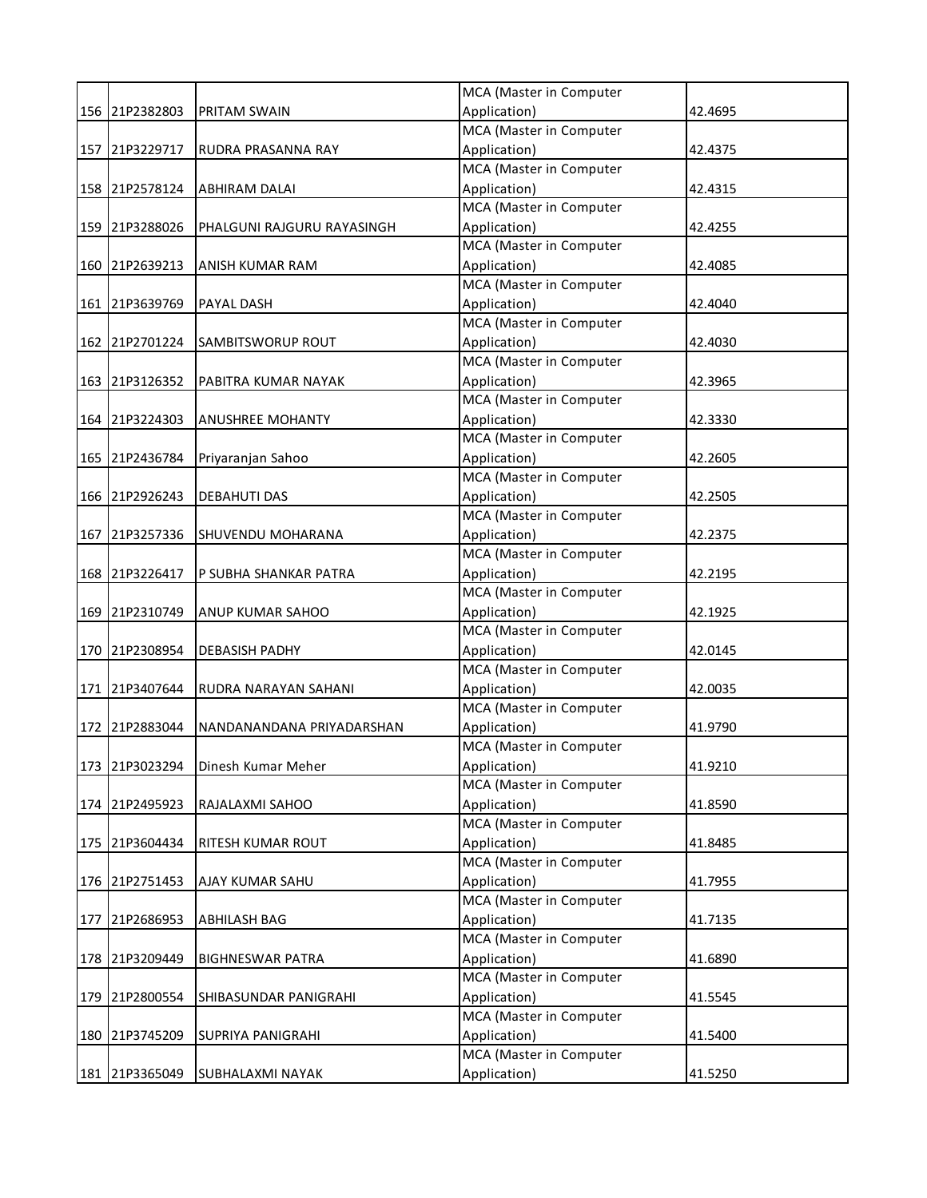| | | | | |
|---|---|---|---|---|
| 156 | 21P2382803 | PRITAM SWAIN | MCA (Master in Computer Application) | 42.4695 |
| 157 | 21P3229717 | RUDRA PRASANNA RAY | MCA (Master in Computer Application) | 42.4375 |
| 158 | 21P2578124 | ABHIRAM DALAI | MCA (Master in Computer Application) | 42.4315 |
| 159 | 21P3288026 | PHALGUNI RAJGURU RAYASINGH | MCA (Master in Computer Application) | 42.4255 |
| 160 | 21P2639213 | ANISH KUMAR RAM | MCA (Master in Computer Application) | 42.4085 |
| 161 | 21P3639769 | PAYAL DASH | MCA (Master in Computer Application) | 42.4040 |
| 162 | 21P2701224 | SAMBITSWORUP ROUT | MCA (Master in Computer Application) | 42.4030 |
| 163 | 21P3126352 | PABITRA KUMAR NAYAK | MCA (Master in Computer Application) | 42.3965 |
| 164 | 21P3224303 | ANUSHREE MOHANTY | MCA (Master in Computer Application) | 42.3330 |
| 165 | 21P2436784 | Priyaranjan Sahoo | MCA (Master in Computer Application) | 42.2605 |
| 166 | 21P2926243 | DEBAHUTI DAS | MCA (Master in Computer Application) | 42.2505 |
| 167 | 21P3257336 | SHUVENDU MOHARANA | MCA (Master in Computer Application) | 42.2375 |
| 168 | 21P3226417 | P SUBHA SHANKAR PATRA | MCA (Master in Computer Application) | 42.2195 |
| 169 | 21P2310749 | ANUP KUMAR SAHOO | MCA (Master in Computer Application) | 42.1925 |
| 170 | 21P2308954 | DEBASISH PADHY | MCA (Master in Computer Application) | 42.0145 |
| 171 | 21P3407644 | RUDRA NARAYAN SAHANI | MCA (Master in Computer Application) | 42.0035 |
| 172 | 21P2883044 | NANDANANDANA PRIYADARSHAN | MCA (Master in Computer Application) | 41.9790 |
| 173 | 21P3023294 | Dinesh Kumar Meher | MCA (Master in Computer Application) | 41.9210 |
| 174 | 21P2495923 | RAJALAXMI SAHOO | MCA (Master in Computer Application) | 41.8590 |
| 175 | 21P3604434 | RITESH KUMAR ROUT | MCA (Master in Computer Application) | 41.8485 |
| 176 | 21P2751453 | AJAY KUMAR SAHU | MCA (Master in Computer Application) | 41.7955 |
| 177 | 21P2686953 | ABHILASH BAG | MCA (Master in Computer Application) | 41.7135 |
| 178 | 21P3209449 | BIGHNESWAR PATRA | MCA (Master in Computer Application) | 41.6890 |
| 179 | 21P2800554 | SHIBASUNDAR PANIGRAHI | MCA (Master in Computer Application) | 41.5545 |
| 180 | 21P3745209 | SUPRIYA PANIGRAHI | MCA (Master in Computer Application) | 41.5400 |
| 181 | 21P3365049 | SUBHALAXMI NAYAK | MCA (Master in Computer Application) | 41.5250 |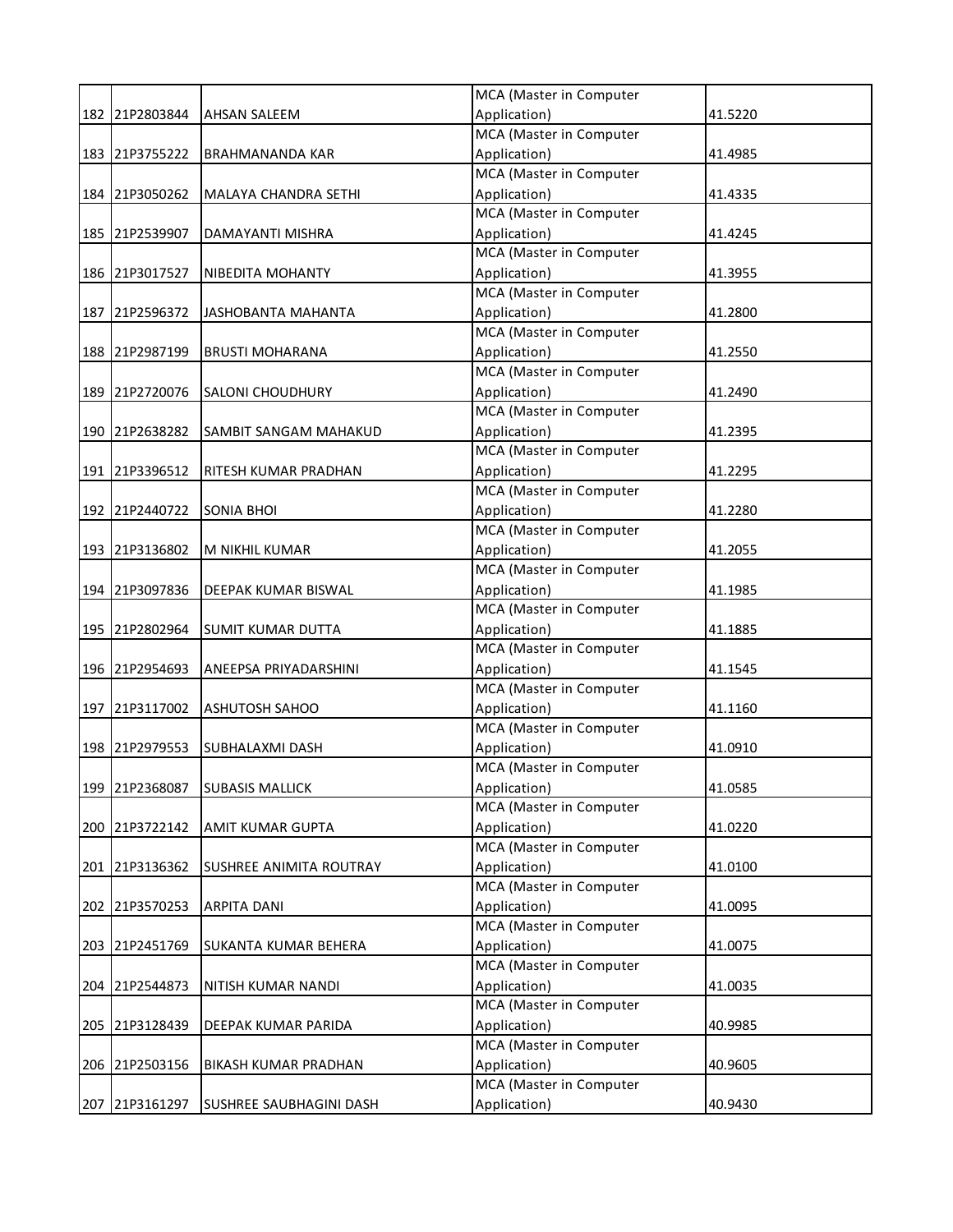| 182 | 21P2803844 | AHSAN SALEEM | MCA (Master in Computer Application) | 41.5220 |
|---|---|---|---|---|
| 183 | 21P3755222 | BRAHMANANDA KAR | MCA (Master in Computer Application) | 41.4985 |
| 184 | 21P3050262 | MALAYA CHANDRA SETHI | MCA (Master in Computer Application) | 41.4335 |
| 185 | 21P2539907 | DAMAYANTI MISHRA | MCA (Master in Computer Application) | 41.4245 |
| 186 | 21P3017527 | NIBEDITA MOHANTY | MCA (Master in Computer Application) | 41.3955 |
| 187 | 21P2596372 | JASHOBANTA MAHANTA | MCA (Master in Computer Application) | 41.2800 |
| 188 | 21P2987199 | BRUSTI MOHARANA | MCA (Master in Computer Application) | 41.2550 |
| 189 | 21P2720076 | SALONI CHOUDHURY | MCA (Master in Computer Application) | 41.2490 |
| 190 | 21P2638282 | SAMBIT SANGAM MAHAKUD | MCA (Master in Computer Application) | 41.2395 |
| 191 | 21P3396512 | RITESH KUMAR PRADHAN | MCA (Master in Computer Application) | 41.2295 |
| 192 | 21P2440722 | SONIA BHOI | MCA (Master in Computer Application) | 41.2280 |
| 193 | 21P3136802 | M NIKHIL KUMAR | MCA (Master in Computer Application) | 41.2055 |
| 194 | 21P3097836 | DEEPAK KUMAR BISWAL | MCA (Master in Computer Application) | 41.1985 |
| 195 | 21P2802964 | SUMIT KUMAR DUTTA | MCA (Master in Computer Application) | 41.1885 |
| 196 | 21P2954693 | ANEEPSA PRIYADARSHINI | MCA (Master in Computer Application) | 41.1545 |
| 197 | 21P3117002 | ASHUTOSH SAHOO | MCA (Master in Computer Application) | 41.1160 |
| 198 | 21P2979553 | SUBHALAXMI DASH | MCA (Master in Computer Application) | 41.0910 |
| 199 | 21P2368087 | SUBASIS MALLICK | MCA (Master in Computer Application) | 41.0585 |
| 200 | 21P3722142 | AMIT KUMAR GUPTA | MCA (Master in Computer Application) | 41.0220 |
| 201 | 21P3136362 | SUSHREE ANIMITA ROUTRAY | MCA (Master in Computer Application) | 41.0100 |
| 202 | 21P3570253 | ARPITA DANI | MCA (Master in Computer Application) | 41.0095 |
| 203 | 21P2451769 | SUKANTA KUMAR BEHERA | MCA (Master in Computer Application) | 41.0075 |
| 204 | 21P2544873 | NITISH KUMAR NANDI | MCA (Master in Computer Application) | 41.0035 |
| 205 | 21P3128439 | DEEPAK KUMAR PARIDA | MCA (Master in Computer Application) | 40.9985 |
| 206 | 21P2503156 | BIKASH KUMAR PRADHAN | MCA (Master in Computer Application) | 40.9605 |
| 207 | 21P3161297 | SUSHREE SAUBHAGINI DASH | MCA (Master in Computer Application) | 40.9430 |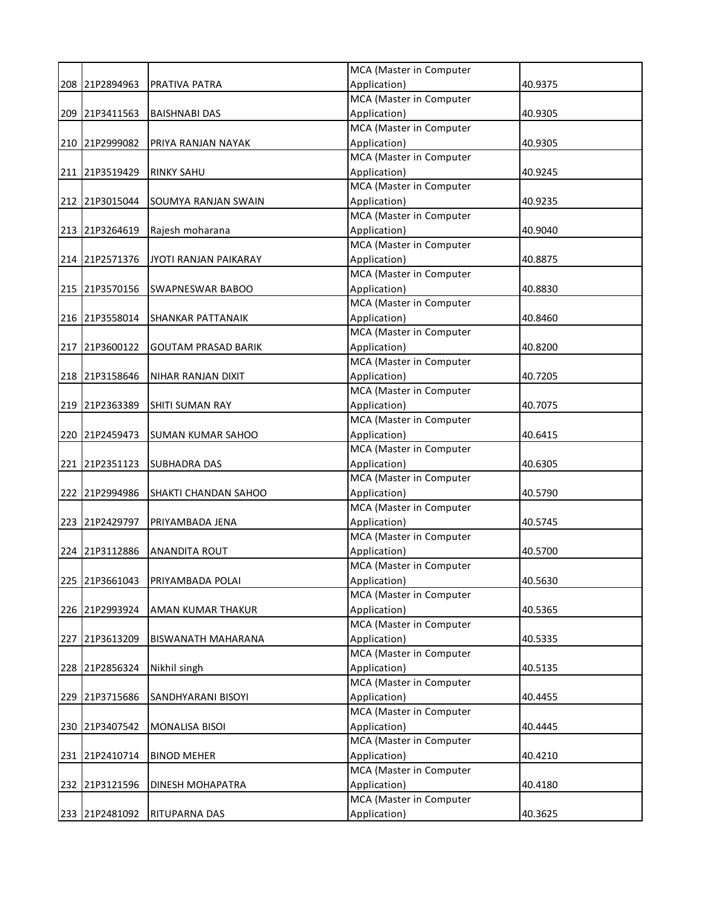| | | | | |
|---|---|---|---|---|
| 208 | 21P2894963 | PRATIVA PATRA | MCA (Master in Computer Application) | 40.9375 |
| 209 | 21P3411563 | BAISHNABI DAS | MCA (Master in Computer Application) | 40.9305 |
| 210 | 21P2999082 | PRIYA RANJAN NAYAK | MCA (Master in Computer Application) | 40.9305 |
| 211 | 21P3519429 | RINKY SAHU | MCA (Master in Computer Application) | 40.9245 |
| 212 | 21P3015044 | SOUMYA RANJAN SWAIN | MCA (Master in Computer Application) | 40.9235 |
| 213 | 21P3264619 | Rajesh moharana | MCA (Master in Computer Application) | 40.9040 |
| 214 | 21P2571376 | JYOTI RANJAN PAIKARAY | MCA (Master in Computer Application) | 40.8875 |
| 215 | 21P3570156 | SWAPNESWAR BABOO | MCA (Master in Computer Application) | 40.8830 |
| 216 | 21P3558014 | SHANKAR PATTANAIK | MCA (Master in Computer Application) | 40.8460 |
| 217 | 21P3600122 | GOUTAM PRASAD BARIK | MCA (Master in Computer Application) | 40.8200 |
| 218 | 21P3158646 | NIHAR RANJAN DIXIT | MCA (Master in Computer Application) | 40.7205 |
| 219 | 21P2363389 | SHITI SUMAN RAY | MCA (Master in Computer Application) | 40.7075 |
| 220 | 21P2459473 | SUMAN KUMAR SAHOO | MCA (Master in Computer Application) | 40.6415 |
| 221 | 21P2351123 | SUBHADRA DAS | MCA (Master in Computer Application) | 40.6305 |
| 222 | 21P2994986 | SHAKTI CHANDAN SAHOO | MCA (Master in Computer Application) | 40.5790 |
| 223 | 21P2429797 | PRIYAMBADA JENA | MCA (Master in Computer Application) | 40.5745 |
| 224 | 21P3112886 | ANANDITA ROUT | MCA (Master in Computer Application) | 40.5700 |
| 225 | 21P3661043 | PRIYAMBADA POLAI | MCA (Master in Computer Application) | 40.5630 |
| 226 | 21P2993924 | AMAN KUMAR THAKUR | MCA (Master in Computer Application) | 40.5365 |
| 227 | 21P3613209 | BISWANATH MAHARANA | MCA (Master in Computer Application) | 40.5335 |
| 228 | 21P2856324 | Nikhil singh | MCA (Master in Computer Application) | 40.5135 |
| 229 | 21P3715686 | SANDHYARANI BISOYI | MCA (Master in Computer Application) | 40.4455 |
| 230 | 21P3407542 | MONALISA BISOI | MCA (Master in Computer Application) | 40.4445 |
| 231 | 21P2410714 | BINOD MEHER | MCA (Master in Computer Application) | 40.4210 |
| 232 | 21P3121596 | DINESH MOHAPATRA | MCA (Master in Computer Application) | 40.4180 |
| 233 | 21P2481092 | RITUPARNA DAS | MCA (Master in Computer Application) | 40.3625 |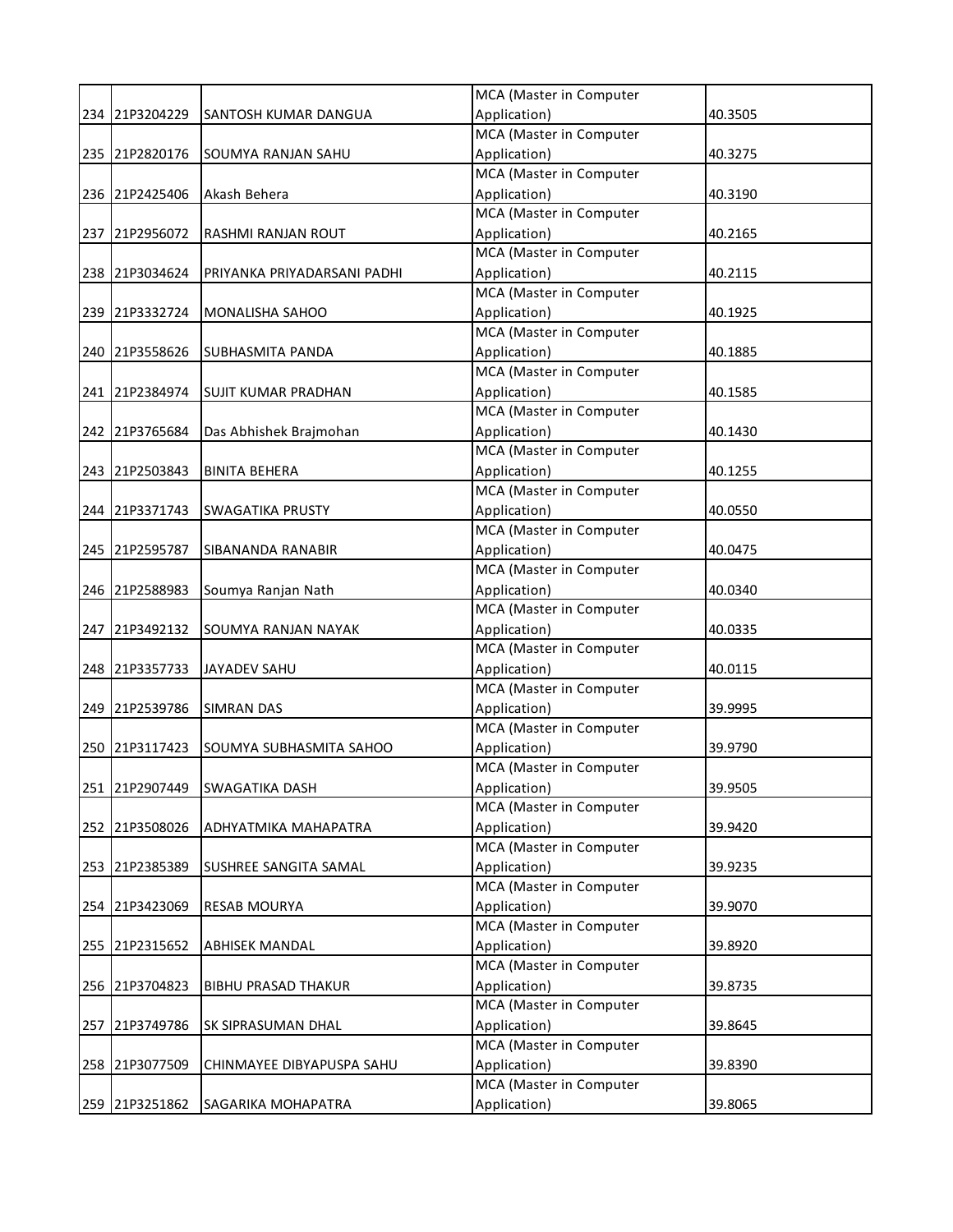| | | | | |
|---|---|---|---|---|
| 234 | 21P3204229 | SANTOSH KUMAR DANGUA | MCA (Master in Computer Application) | 40.3505 |
| 235 | 21P2820176 | SOUMYA RANJAN SAHU | MCA (Master in Computer Application) | 40.3275 |
| 236 | 21P2425406 | Akash Behera | MCA (Master in Computer Application) | 40.3190 |
| 237 | 21P2956072 | RASHMI RANJAN ROUT | MCA (Master in Computer Application) | 40.2165 |
| 238 | 21P3034624 | PRIYANKA PRIYADARSANI PADHI | MCA (Master in Computer Application) | 40.2115 |
| 239 | 21P3332724 | MONALISHA SAHOO | MCA (Master in Computer Application) | 40.1925 |
| 240 | 21P3558626 | SUBHASMITA PANDA | MCA (Master in Computer Application) | 40.1885 |
| 241 | 21P2384974 | SUJIT KUMAR PRADHAN | MCA (Master in Computer Application) | 40.1585 |
| 242 | 21P3765684 | Das Abhishek Brajmohan | MCA (Master in Computer Application) | 40.1430 |
| 243 | 21P2503843 | BINITA BEHERA | MCA (Master in Computer Application) | 40.1255 |
| 244 | 21P3371743 | SWAGATIKA PRUSTY | MCA (Master in Computer Application) | 40.0550 |
| 245 | 21P2595787 | SIBANANDA RANABIR | MCA (Master in Computer Application) | 40.0475 |
| 246 | 21P2588983 | Soumya Ranjan Nath | MCA (Master in Computer Application) | 40.0340 |
| 247 | 21P3492132 | SOUMYA RANJAN NAYAK | MCA (Master in Computer Application) | 40.0335 |
| 248 | 21P3357733 | JAYADEV SAHU | MCA (Master in Computer Application) | 40.0115 |
| 249 | 21P2539786 | SIMRAN DAS | MCA (Master in Computer Application) | 39.9995 |
| 250 | 21P3117423 | SOUMYA SUBHASMITA SAHOO | MCA (Master in Computer Application) | 39.9790 |
| 251 | 21P2907449 | SWAGATIKA DASH | MCA (Master in Computer Application) | 39.9505 |
| 252 | 21P3508026 | ADHYATMIKA MAHAPATRA | MCA (Master in Computer Application) | 39.9420 |
| 253 | 21P2385389 | SUSHREE SANGITA SAMAL | MCA (Master in Computer Application) | 39.9235 |
| 254 | 21P3423069 | RESAB MOURYA | MCA (Master in Computer Application) | 39.9070 |
| 255 | 21P2315652 | ABHISEK MANDAL | MCA (Master in Computer Application) | 39.8920 |
| 256 | 21P3704823 | BIBHU PRASAD THAKUR | MCA (Master in Computer Application) | 39.8735 |
| 257 | 21P3749786 | SK SIPRASUMAN DHAL | MCA (Master in Computer Application) | 39.8645 |
| 258 | 21P3077509 | CHINMAYEE DIBYAPUSPA SAHU | MCA (Master in Computer Application) | 39.8390 |
| 259 | 21P3251862 | SAGARIKA MOHAPATRA | MCA (Master in Computer Application) | 39.8065 |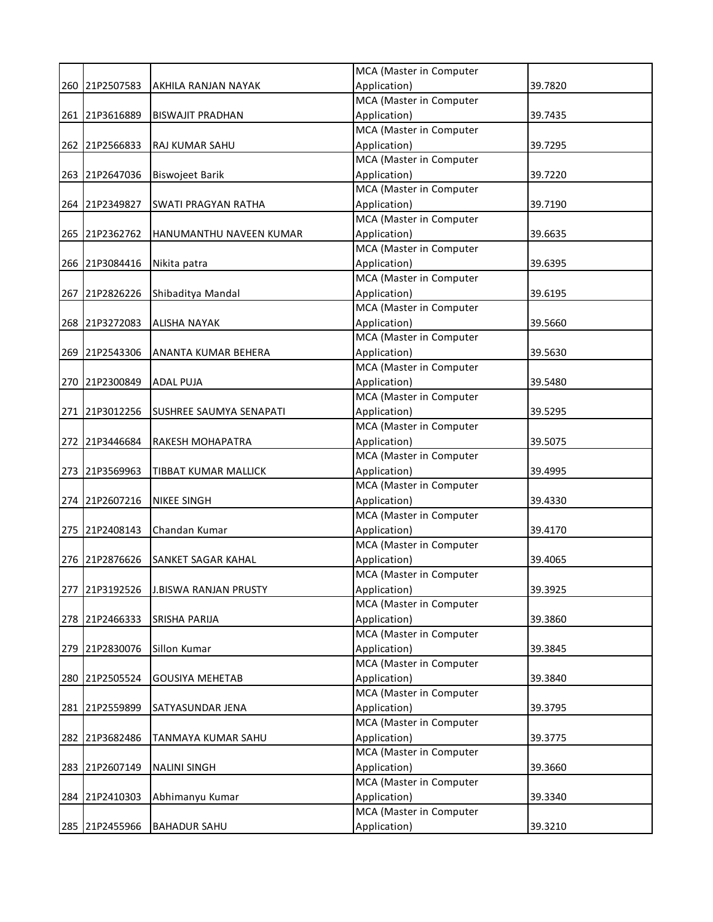| 260 | 21P2507583 | AKHILA RANJAN NAYAK | MCA (Master in Computer Application) | 39.7820 |
|---|---|---|---|---|
| 261 | 21P3616889 | BISWAJIT PRADHAN | MCA (Master in Computer Application) | 39.7435 |
| 262 | 21P2566833 | RAJ KUMAR SAHU | MCA (Master in Computer Application) | 39.7295 |
| 263 | 21P2647036 | Biswojeet Barik | MCA (Master in Computer Application) | 39.7220 |
| 264 | 21P2349827 | SWATI PRAGYAN RATHA | MCA (Master in Computer Application) | 39.7190 |
| 265 | 21P2362762 | HANUMANTHU NAVEEN KUMAR | MCA (Master in Computer Application) | 39.6635 |
| 266 | 21P3084416 | Nikita patra | MCA (Master in Computer Application) | 39.6395 |
| 267 | 21P2826226 | Shibaditya Mandal | MCA (Master in Computer Application) | 39.6195 |
| 268 | 21P3272083 | ALISHA NAYAK | MCA (Master in Computer Application) | 39.5660 |
| 269 | 21P2543306 | ANANTA KUMAR BEHERA | MCA (Master in Computer Application) | 39.5630 |
| 270 | 21P2300849 | ADAL PUJA | MCA (Master in Computer Application) | 39.5480 |
| 271 | 21P3012256 | SUSHREE SAUMYA SENAPATI | MCA (Master in Computer Application) | 39.5295 |
| 272 | 21P3446684 | RAKESH MOHAPATRA | MCA (Master in Computer Application) | 39.5075 |
| 273 | 21P3569963 | TIBBAT KUMAR MALLICK | MCA (Master in Computer Application) | 39.4995 |
| 274 | 21P2607216 | NIKEE SINGH | MCA (Master in Computer Application) | 39.4330 |
| 275 | 21P2408143 | Chandan Kumar | MCA (Master in Computer Application) | 39.4170 |
| 276 | 21P2876626 | SANKET SAGAR KAHAL | MCA (Master in Computer Application) | 39.4065 |
| 277 | 21P3192526 | J.BISWA RANJAN PRUSTY | MCA (Master in Computer Application) | 39.3925 |
| 278 | 21P2466333 | SRISHA PARIJA | MCA (Master in Computer Application) | 39.3860 |
| 279 | 21P2830076 | Sillon Kumar | MCA (Master in Computer Application) | 39.3845 |
| 280 | 21P2505524 | GOUSIYA MEHETAB | MCA (Master in Computer Application) | 39.3840 |
| 281 | 21P2559899 | SATYASUNDAR JENA | MCA (Master in Computer Application) | 39.3795 |
| 282 | 21P3682486 | TANMAYA KUMAR SAHU | MCA (Master in Computer Application) | 39.3775 |
| 283 | 21P2607149 | NALINI SINGH | MCA (Master in Computer Application) | 39.3660 |
| 284 | 21P2410303 | Abhimanyu Kumar | MCA (Master in Computer Application) | 39.3340 |
| 285 | 21P2455966 | BAHADUR SAHU | MCA (Master in Computer Application) | 39.3210 |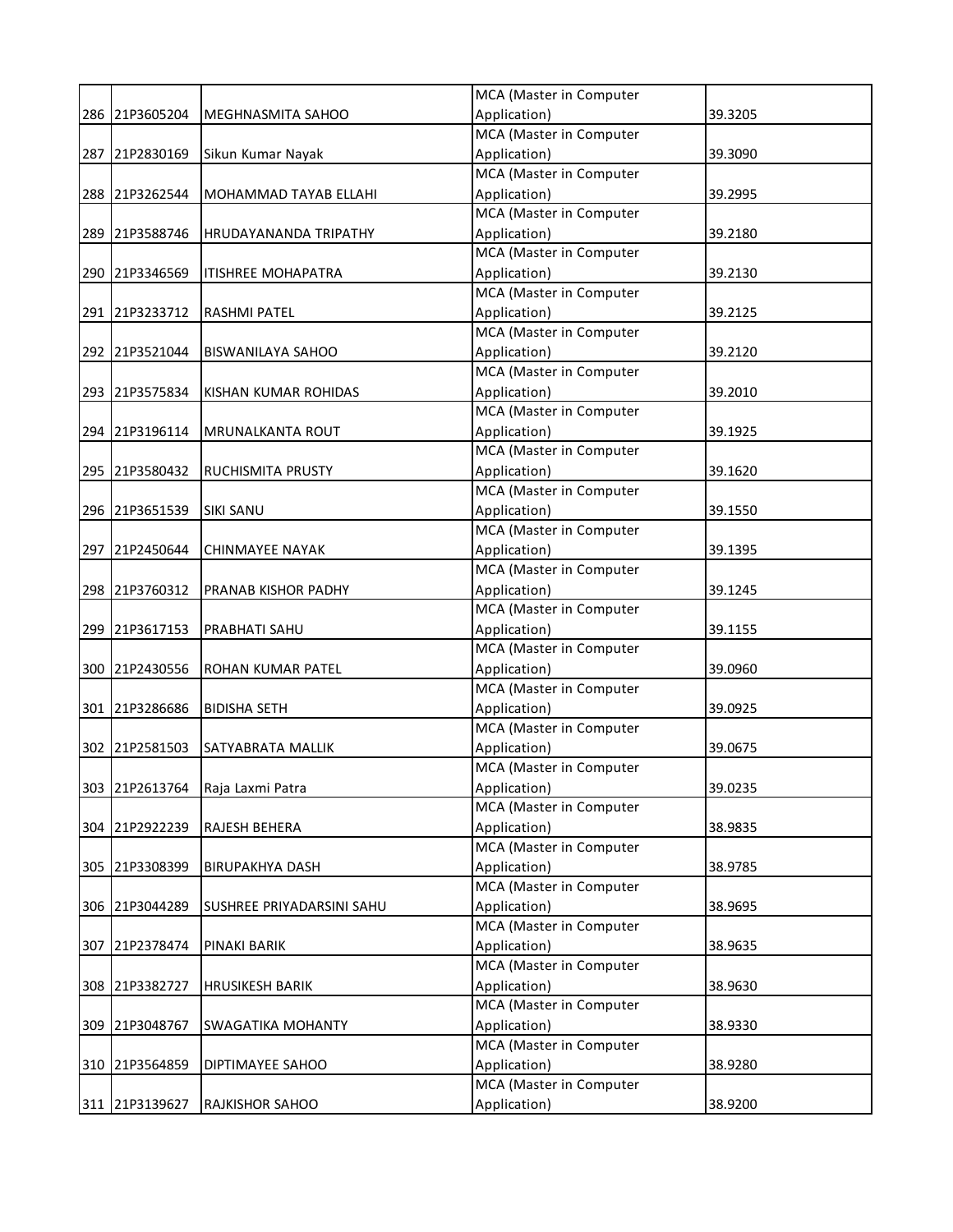| 286 | 21P3605204 | MEGHNASMITA SAHOO | MCA (Master in Computer Application) | 39.3205 |
|---|---|---|---|---|
| 287 | 21P2830169 | Sikun Kumar Nayak | MCA (Master in Computer Application) | 39.3090 |
| 288 | 21P3262544 | MOHAMMAD TAYAB ELLAHI | MCA (Master in Computer Application) | 39.2995 |
| 289 | 21P3588746 | HRUDAYANANDA TRIPATHY | MCA (Master in Computer Application) | 39.2180 |
| 290 | 21P3346569 | ITISHREE MOHAPATRA | MCA (Master in Computer Application) | 39.2130 |
| 291 | 21P3233712 | RASHMI PATEL | MCA (Master in Computer Application) | 39.2125 |
| 292 | 21P3521044 | BISWANILAYA SAHOO | MCA (Master in Computer Application) | 39.2120 |
| 293 | 21P3575834 | KISHAN KUMAR ROHIDAS | MCA (Master in Computer Application) | 39.2010 |
| 294 | 21P3196114 | MRUNALKANTA ROUT | MCA (Master in Computer Application) | 39.1925 |
| 295 | 21P3580432 | RUCHISMITA PRUSTY | MCA (Master in Computer Application) | 39.1620 |
| 296 | 21P3651539 | SIKI SANU | MCA (Master in Computer Application) | 39.1550 |
| 297 | 21P2450644 | CHINMAYEE NAYAK | MCA (Master in Computer Application) | 39.1395 |
| 298 | 21P3760312 | PRANAB KISHOR PADHY | MCA (Master in Computer Application) | 39.1245 |
| 299 | 21P3617153 | PRABHATI SAHU | MCA (Master in Computer Application) | 39.1155 |
| 300 | 21P2430556 | ROHAN KUMAR PATEL | MCA (Master in Computer Application) | 39.0960 |
| 301 | 21P3286686 | BIDISHA SETH | MCA (Master in Computer Application) | 39.0925 |
| 302 | 21P2581503 | SATYABRATA MALLIK | MCA (Master in Computer Application) | 39.0675 |
| 303 | 21P2613764 | Raja Laxmi Patra | MCA (Master in Computer Application) | 39.0235 |
| 304 | 21P2922239 | RAJESH BEHERA | MCA (Master in Computer Application) | 38.9835 |
| 305 | 21P3308399 | BIRUPAKHYA DASH | MCA (Master in Computer Application) | 38.9785 |
| 306 | 21P3044289 | SUSHREE PRIYADARSINI SAHU | MCA (Master in Computer Application) | 38.9695 |
| 307 | 21P2378474 | PINAKI BARIK | MCA (Master in Computer Application) | 38.9635 |
| 308 | 21P3382727 | HRUSIKESH BARIK | MCA (Master in Computer Application) | 38.9630 |
| 309 | 21P3048767 | SWAGATIKA MOHANTY | MCA (Master in Computer Application) | 38.9330 |
| 310 | 21P3564859 | DIPTIMAYEE SAHOO | MCA (Master in Computer Application) | 38.9280 |
| 311 | 21P3139627 | RAJKISHOR SAHOO | MCA (Master in Computer Application) | 38.9200 |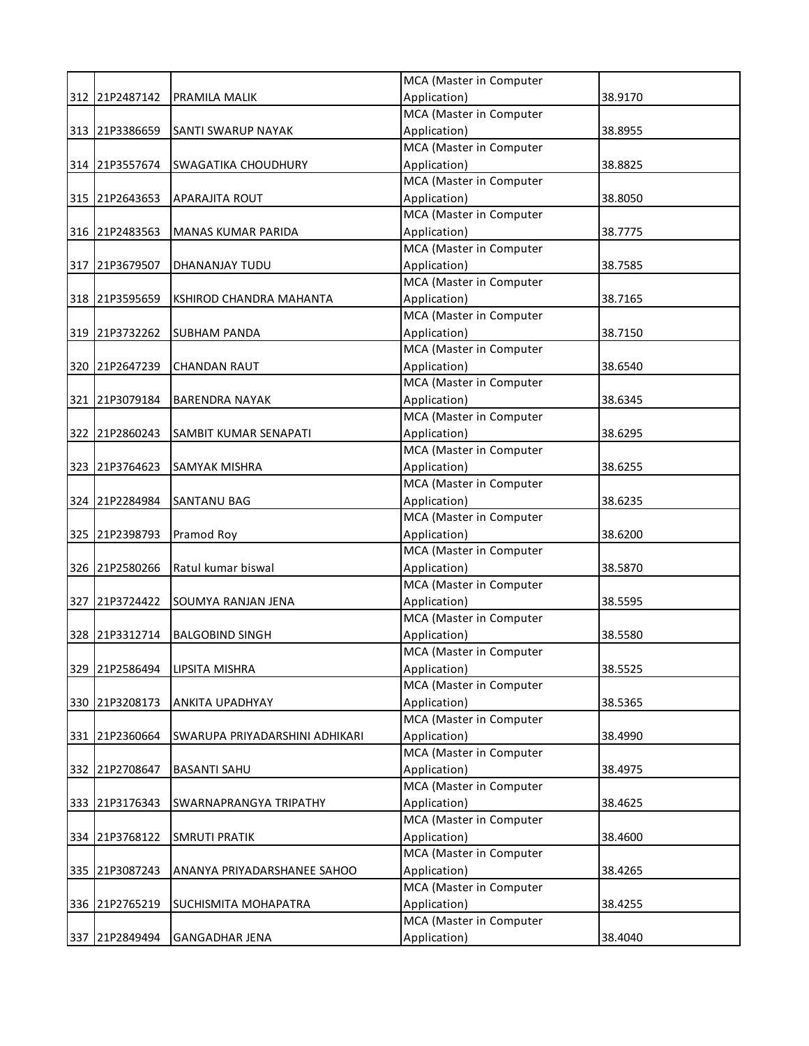| 312 | 21P2487142 | PRAMILA MALIK | MCA (Master in Computer Application) | 38.9170 |
|---|---|---|---|---|
| 313 | 21P3386659 | SANTI SWARUP NAYAK | MCA (Master in Computer Application) | 38.8955 |
| 314 | 21P3557674 | SWAGATIKA CHOUDHURY | MCA (Master in Computer Application) | 38.8825 |
| 315 | 21P2643653 | APARAJITA ROUT | MCA (Master in Computer Application) | 38.8050 |
| 316 | 21P2483563 | MANAS KUMAR PARIDA | MCA (Master in Computer Application) | 38.7775 |
| 317 | 21P3679507 | DHANANJAY TUDU | MCA (Master in Computer Application) | 38.7585 |
| 318 | 21P3595659 | KSHIROD CHANDRA MAHANTA | MCA (Master in Computer Application) | 38.7165 |
| 319 | 21P3732262 | SUBHAM PANDA | MCA (Master in Computer Application) | 38.7150 |
| 320 | 21P2647239 | CHANDAN RAUT | MCA (Master in Computer Application) | 38.6540 |
| 321 | 21P3079184 | BARENDRA NAYAK | MCA (Master in Computer Application) | 38.6345 |
| 322 | 21P2860243 | SAMBIT KUMAR SENAPATI | MCA (Master in Computer Application) | 38.6295 |
| 323 | 21P3764623 | SAMYAK MISHRA | MCA (Master in Computer Application) | 38.6255 |
| 324 | 21P2284984 | SANTANU BAG | MCA (Master in Computer Application) | 38.6235 |
| 325 | 21P2398793 | Pramod Roy | MCA (Master in Computer Application) | 38.6200 |
| 326 | 21P2580266 | Ratul kumar biswal | MCA (Master in Computer Application) | 38.5870 |
| 327 | 21P3724422 | SOUMYA RANJAN JENA | MCA (Master in Computer Application) | 38.5595 |
| 328 | 21P3312714 | BALGOBIND SINGH | MCA (Master in Computer Application) | 38.5580 |
| 329 | 21P2586494 | LIPSITA MISHRA | MCA (Master in Computer Application) | 38.5525 |
| 330 | 21P3208173 | ANKITA UPADHYAY | MCA (Master in Computer Application) | 38.5365 |
| 331 | 21P2360664 | SWARUPA PRIYADARSHINI ADHIKARI | MCA (Master in Computer Application) | 38.4990 |
| 332 | 21P2708647 | BASANTI SAHU | MCA (Master in Computer Application) | 38.4975 |
| 333 | 21P3176343 | SWARNAPRANGYA TRIPATHY | MCA (Master in Computer Application) | 38.4625 |
| 334 | 21P3768122 | SMRUTI PRATIK | MCA (Master in Computer Application) | 38.4600 |
| 335 | 21P3087243 | ANANYA PRIYADARSHANEE SAHOO | MCA (Master in Computer Application) | 38.4265 |
| 336 | 21P2765219 | SUCHISMITA MOHAPATRA | MCA (Master in Computer Application) | 38.4255 |
| 337 | 21P2849494 | GANGADHAR JENA | MCA (Master in Computer Application) | 38.4040 |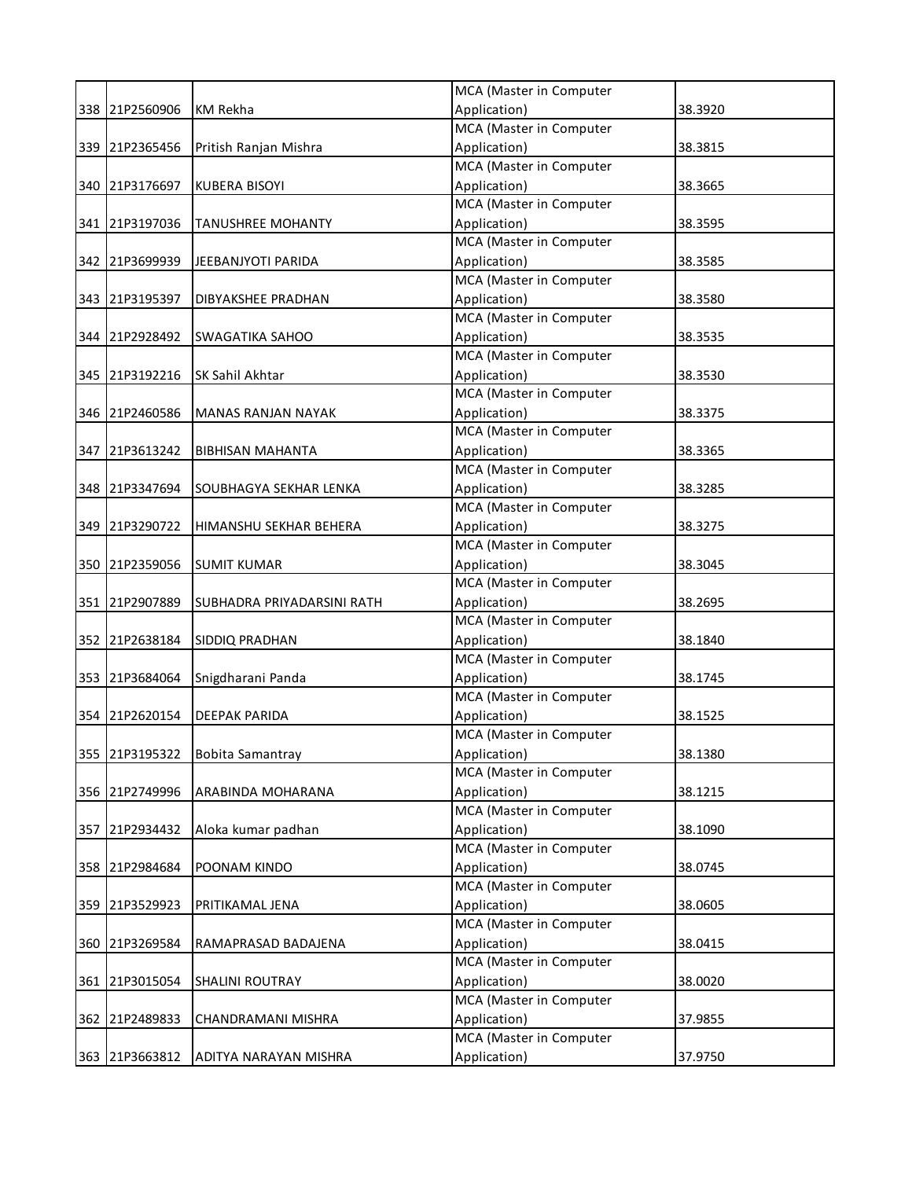| 338 | 21P2560906 | KM Rekha | MCA (Master in Computer Application) | 38.3920 |
|---|---|---|---|---|
| 339 | 21P2365456 | Pritish Ranjan Mishra | MCA (Master in Computer Application) | 38.3815 |
| 340 | 21P3176697 | KUBERA BISOYI | MCA (Master in Computer Application) | 38.3665 |
| 341 | 21P3197036 | TANUSHREE MOHANTY | MCA (Master in Computer Application) | 38.3595 |
| 342 | 21P3699939 | JEEBANJYOTI PARIDA | MCA (Master in Computer Application) | 38.3585 |
| 343 | 21P3195397 | DIBYAKSHEE PRADHAN | MCA (Master in Computer Application) | 38.3580 |
| 344 | 21P2928492 | SWAGATIKA SAHOO | MCA (Master in Computer Application) | 38.3535 |
| 345 | 21P3192216 | SK Sahil Akhtar | MCA (Master in Computer Application) | 38.3530 |
| 346 | 21P2460586 | MANAS RANJAN NAYAK | MCA (Master in Computer Application) | 38.3375 |
| 347 | 21P3613242 | BIBHISAN MAHANTA | MCA (Master in Computer Application) | 38.3365 |
| 348 | 21P3347694 | SOUBHAGYA SEKHAR LENKA | MCA (Master in Computer Application) | 38.3285 |
| 349 | 21P3290722 | HIMANSHU SEKHAR BEHERA | MCA (Master in Computer Application) | 38.3275 |
| 350 | 21P2359056 | SUMIT KUMAR | MCA (Master in Computer Application) | 38.3045 |
| 351 | 21P2907889 | SUBHADRA PRIYADARSINI RATH | MCA (Master in Computer Application) | 38.2695 |
| 352 | 21P2638184 | SIDDIQ PRADHAN | MCA (Master in Computer Application) | 38.1840 |
| 353 | 21P3684064 | Snigdharani Panda | MCA (Master in Computer Application) | 38.1745 |
| 354 | 21P2620154 | DEEPAK PARIDA | MCA (Master in Computer Application) | 38.1525 |
| 355 | 21P3195322 | Bobita Samantray | MCA (Master in Computer Application) | 38.1380 |
| 356 | 21P2749996 | ARABINDA MOHARANA | MCA (Master in Computer Application) | 38.1215 |
| 357 | 21P2934432 | Aloka kumar padhan | MCA (Master in Computer Application) | 38.1090 |
| 358 | 21P2984684 | POONAM KINDO | MCA (Master in Computer Application) | 38.0745 |
| 359 | 21P3529923 | PRITIKAMAL JENA | MCA (Master in Computer Application) | 38.0605 |
| 360 | 21P3269584 | RAMAPRASAD BADAJENA | MCA (Master in Computer Application) | 38.0415 |
| 361 | 21P3015054 | SHALINI ROUTRAY | MCA (Master in Computer Application) | 38.0020 |
| 362 | 21P2489833 | CHANDRAMANI MISHRA | MCA (Master in Computer Application) | 37.9855 |
| 363 | 21P3663812 | ADITYA NARAYAN MISHRA | MCA (Master in Computer Application) | 37.9750 |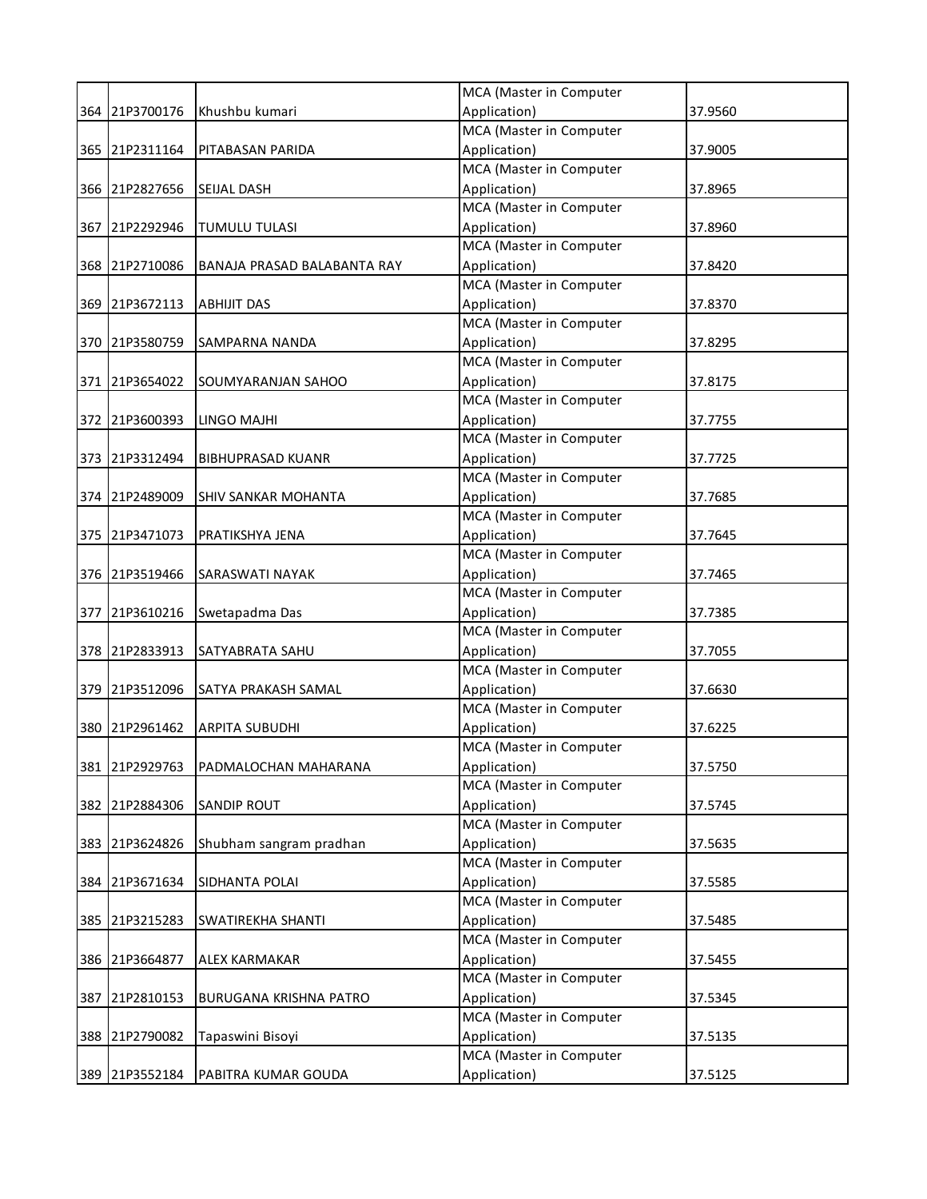| | | | | |
|---|---|---|---|---|
| 364 | 21P3700176 | Khushbu kumari | MCA (Master in Computer Application) | 37.9560 |
| 365 | 21P2311164 | PITABASAN PARIDA | MCA (Master in Computer Application) | 37.9005 |
| 366 | 21P2827656 | SEIJAL DASH | MCA (Master in Computer Application) | 37.8965 |
| 367 | 21P2292946 | TUMULU TULASI | MCA (Master in Computer Application) | 37.8960 |
| 368 | 21P2710086 | BANAJA PRASAD BALABANTA RAY | MCA (Master in Computer Application) | 37.8420 |
| 369 | 21P3672113 | ABHIJIT DAS | MCA (Master in Computer Application) | 37.8370 |
| 370 | 21P3580759 | SAMPARNA NANDA | MCA (Master in Computer Application) | 37.8295 |
| 371 | 21P3654022 | SOUMYARANJAN SAHOO | MCA (Master in Computer Application) | 37.8175 |
| 372 | 21P3600393 | LINGO MAJHI | MCA (Master in Computer Application) | 37.7755 |
| 373 | 21P3312494 | BIBHUPRASAD KUANR | MCA (Master in Computer Application) | 37.7725 |
| 374 | 21P2489009 | SHIV SANKAR MOHANTA | MCA (Master in Computer Application) | 37.7685 |
| 375 | 21P3471073 | PRATIKSHYA JENA | MCA (Master in Computer Application) | 37.7645 |
| 376 | 21P3519466 | SARASWATI NAYAK | MCA (Master in Computer Application) | 37.7465 |
| 377 | 21P3610216 | Swetapadma Das | MCA (Master in Computer Application) | 37.7385 |
| 378 | 21P2833913 | SATYABRATA SAHU | MCA (Master in Computer Application) | 37.7055 |
| 379 | 21P3512096 | SATYA PRAKASH SAMAL | MCA (Master in Computer Application) | 37.6630 |
| 380 | 21P2961462 | ARPITA SUBUDHI | MCA (Master in Computer Application) | 37.6225 |
| 381 | 21P2929763 | PADMALOCHAN MAHARANA | MCA (Master in Computer Application) | 37.5750 |
| 382 | 21P2884306 | SANDIP ROUT | MCA (Master in Computer Application) | 37.5745 |
| 383 | 21P3624826 | Shubham sangram pradhan | MCA (Master in Computer Application) | 37.5635 |
| 384 | 21P3671634 | SIDHANTA POLAI | MCA (Master in Computer Application) | 37.5585 |
| 385 | 21P3215283 | SWATIREKHA SHANTI | MCA (Master in Computer Application) | 37.5485 |
| 386 | 21P3664877 | ALEX KARMAKAR | MCA (Master in Computer Application) | 37.5455 |
| 387 | 21P2810153 | BURUGANA KRISHNA PATRO | MCA (Master in Computer Application) | 37.5345 |
| 388 | 21P2790082 | Tapaswini Bisoyi | MCA (Master in Computer Application) | 37.5135 |
| 389 | 21P3552184 | PABITRA KUMAR GOUDA | MCA (Master in Computer Application) | 37.5125 |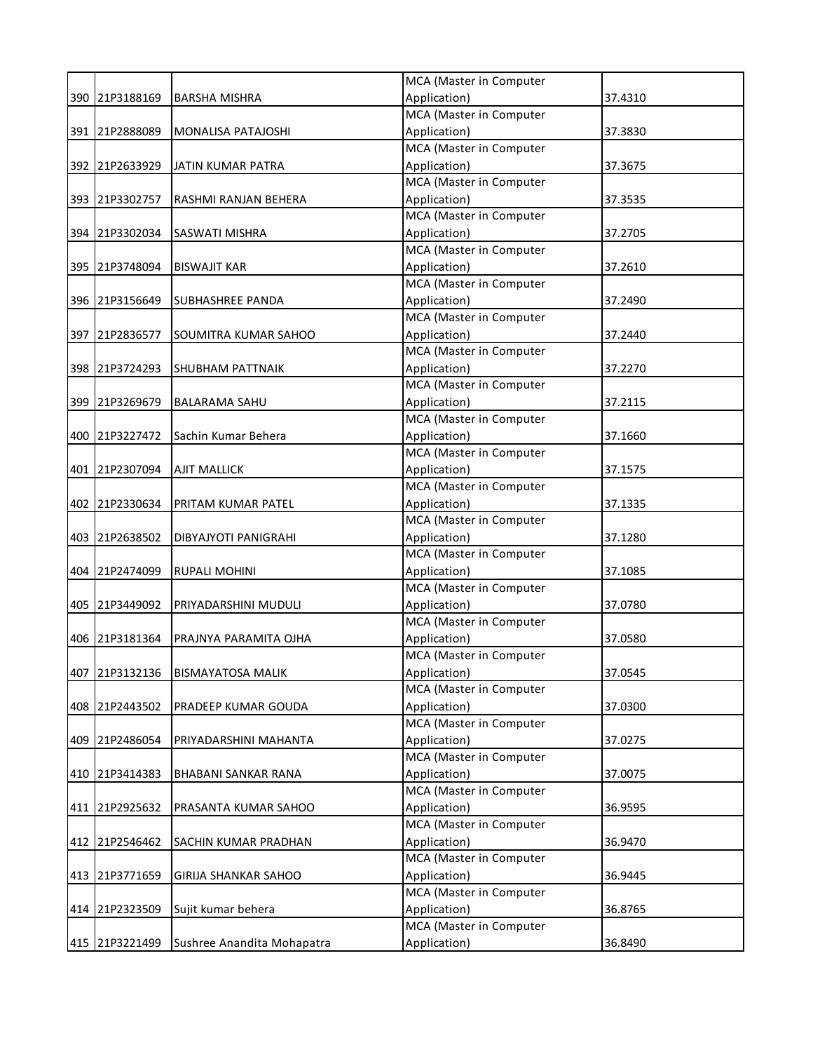| | | | | |
|---|---|---|---|---|
| 390 | 21P3188169 | BARSHA MISHRA | MCA (Master in Computer Application) | 37.4310 |
| 391 | 21P2888089 | MONALISA PATAJOSHI | MCA (Master in Computer Application) | 37.3830 |
| 392 | 21P2633929 | JATIN KUMAR PATRA | MCA (Master in Computer Application) | 37.3675 |
| 393 | 21P3302757 | RASHMI RANJAN BEHERA | MCA (Master in Computer Application) | 37.3535 |
| 394 | 21P3302034 | SASWATI MISHRA | MCA (Master in Computer Application) | 37.2705 |
| 395 | 21P3748094 | BISWAJIT KAR | MCA (Master in Computer Application) | 37.2610 |
| 396 | 21P3156649 | SUBHASHREE PANDA | MCA (Master in Computer Application) | 37.2490 |
| 397 | 21P2836577 | SOUMITRA KUMAR SAHOO | MCA (Master in Computer Application) | 37.2440 |
| 398 | 21P3724293 | SHUBHAM PATTNAIK | MCA (Master in Computer Application) | 37.2270 |
| 399 | 21P3269679 | BALARAMA SAHU | MCA (Master in Computer Application) | 37.2115 |
| 400 | 21P3227472 | Sachin Kumar Behera | MCA (Master in Computer Application) | 37.1660 |
| 401 | 21P2307094 | AJIT MALLICK | MCA (Master in Computer Application) | 37.1575 |
| 402 | 21P2330634 | PRITAM KUMAR PATEL | MCA (Master in Computer Application) | 37.1335 |
| 403 | 21P2638502 | DIBYAJYOTI PANIGRAHI | MCA (Master in Computer Application) | 37.1280 |
| 404 | 21P2474099 | RUPALI MOHINI | MCA (Master in Computer Application) | 37.1085 |
| 405 | 21P3449092 | PRIYADARSHINI MUDULI | MCA (Master in Computer Application) | 37.0780 |
| 406 | 21P3181364 | PRAJNYA PARAMITA OJHA | MCA (Master in Computer Application) | 37.0580 |
| 407 | 21P3132136 | BISMAYATOSA MALIK | MCA (Master in Computer Application) | 37.0545 |
| 408 | 21P2443502 | PRADEEP KUMAR GOUDA | MCA (Master in Computer Application) | 37.0300 |
| 409 | 21P2486054 | PRIYADARSHINI MAHANTA | MCA (Master in Computer Application) | 37.0275 |
| 410 | 21P3414383 | BHABANI SANKAR RANA | MCA (Master in Computer Application) | 37.0075 |
| 411 | 21P2925632 | PRASANTA KUMAR SAHOO | MCA (Master in Computer Application) | 36.9595 |
| 412 | 21P2546462 | SACHIN KUMAR PRADHAN | MCA (Master in Computer Application) | 36.9470 |
| 413 | 21P3771659 | GIRIJA SHANKAR SAHOO | MCA (Master in Computer Application) | 36.9445 |
| 414 | 21P2323509 | Sujit kumar behera | MCA (Master in Computer Application) | 36.8765 |
| 415 | 21P3221499 | Sushree Anandita Mohapatra | MCA (Master in Computer Application) | 36.8490 |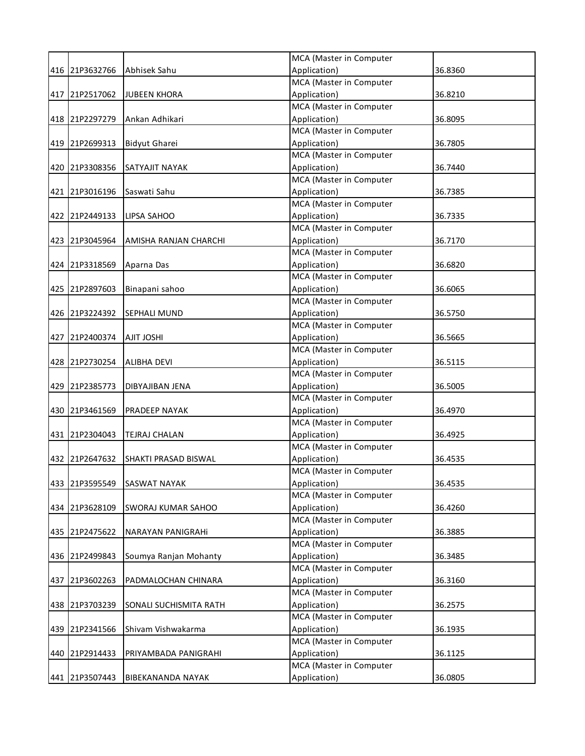| 416 | 21P3632766 | Abhisek Sahu | MCA (Master in Computer Application) | 36.8360 |
|---|---|---|---|---|
| 417 | 21P2517062 | JUBEEN KHORA | MCA (Master in Computer Application) | 36.8210 |
| 418 | 21P2297279 | Ankan Adhikari | MCA (Master in Computer Application) | 36.8095 |
| 419 | 21P2699313 | Bidyut Gharei | MCA (Master in Computer Application) | 36.7805 |
| 420 | 21P3308356 | SATYAJIT NAYAK | MCA (Master in Computer Application) | 36.7440 |
| 421 | 21P3016196 | Saswati Sahu | MCA (Master in Computer Application) | 36.7385 |
| 422 | 21P2449133 | LIPSA SAHOO | MCA (Master in Computer Application) | 36.7335 |
| 423 | 21P3045964 | AMISHA RANJAN CHARCHI | MCA (Master in Computer Application) | 36.7170 |
| 424 | 21P3318569 | Aparna Das | MCA (Master in Computer Application) | 36.6820 |
| 425 | 21P2897603 | Binapani sahoo | MCA (Master in Computer Application) | 36.6065 |
| 426 | 21P3224392 | SEPHALI MUND | MCA (Master in Computer Application) | 36.5750 |
| 427 | 21P2400374 | AJIT JOSHI | MCA (Master in Computer Application) | 36.5665 |
| 428 | 21P2730254 | ALIBHA DEVI | MCA (Master in Computer Application) | 36.5115 |
| 429 | 21P2385773 | DIBYAJIBAN JENA | MCA (Master in Computer Application) | 36.5005 |
| 430 | 21P3461569 | PRADEEP NAYAK | MCA (Master in Computer Application) | 36.4970 |
| 431 | 21P2304043 | TEJRAJ CHALAN | MCA (Master in Computer Application) | 36.4925 |
| 432 | 21P2647632 | SHAKTI PRASAD BISWAL | MCA (Master in Computer Application) | 36.4535 |
| 433 | 21P3595549 | SASWAT NAYAK | MCA (Master in Computer Application) | 36.4535 |
| 434 | 21P3628109 | SWORAJ KUMAR SAHOO | MCA (Master in Computer Application) | 36.4260 |
| 435 | 21P2475622 | NARAYAN PANIGRAHi | MCA (Master in Computer Application) | 36.3885 |
| 436 | 21P2499843 | Soumya Ranjan Mohanty | MCA (Master in Computer Application) | 36.3485 |
| 437 | 21P3602263 | PADMALOCHAN CHINARA | MCA (Master in Computer Application) | 36.3160 |
| 438 | 21P3703239 | SONALI SUCHISMITA RATH | MCA (Master in Computer Application) | 36.2575 |
| 439 | 21P2341566 | Shivam Vishwakarma | MCA (Master in Computer Application) | 36.1935 |
| 440 | 21P2914433 | PRIYAMBADA PANIGRAHI | MCA (Master in Computer Application) | 36.1125 |
| 441 | 21P3507443 | BIBEKANANDA NAYAK | MCA (Master in Computer Application) | 36.0805 |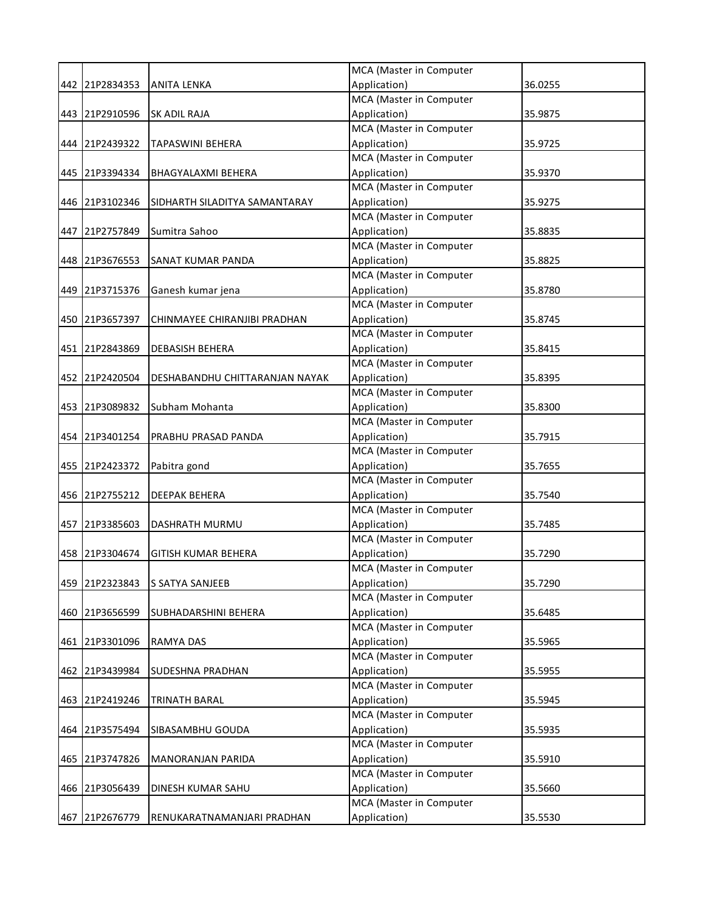| | | | | |
|---|---|---|---|---|
| 442 | 21P2834353 | ANITA LENKA | MCA (Master in Computer Application) | 36.0255 |
| 443 | 21P2910596 | SK ADIL RAJA | MCA (Master in Computer Application) | 35.9875 |
| 444 | 21P2439322 | TAPASWINI BEHERA | MCA (Master in Computer Application) | 35.9725 |
| 445 | 21P3394334 | BHAGYALAXMI BEHERA | MCA (Master in Computer Application) | 35.9370 |
| 446 | 21P3102346 | SIDHARTH SILADITYA SAMANTARAY | MCA (Master in Computer Application) | 35.9275 |
| 447 | 21P2757849 | Sumitra Sahoo | MCA (Master in Computer Application) | 35.8835 |
| 448 | 21P3676553 | SANAT KUMAR PANDA | MCA (Master in Computer Application) | 35.8825 |
| 449 | 21P3715376 | Ganesh kumar jena | MCA (Master in Computer Application) | 35.8780 |
| 450 | 21P3657397 | CHINMAYEE CHIRANJIBI PRADHAN | MCA (Master in Computer Application) | 35.8745 |
| 451 | 21P2843869 | DEBASISH BEHERA | MCA (Master in Computer Application) | 35.8415 |
| 452 | 21P2420504 | DESHABANDHU CHITTARANJAN NAYAK | MCA (Master in Computer Application) | 35.8395 |
| 453 | 21P3089832 | Subham Mohanta | MCA (Master in Computer Application) | 35.8300 |
| 454 | 21P3401254 | PRABHU PRASAD PANDA | MCA (Master in Computer Application) | 35.7915 |
| 455 | 21P2423372 | Pabitra gond | MCA (Master in Computer Application) | 35.7655 |
| 456 | 21P2755212 | DEEPAK BEHERA | MCA (Master in Computer Application) | 35.7540 |
| 457 | 21P3385603 | DASHRATH MURMU | MCA (Master in Computer Application) | 35.7485 |
| 458 | 21P3304674 | GITISH KUMAR BEHERA | MCA (Master in Computer Application) | 35.7290 |
| 459 | 21P2323843 | S SATYA SANJEEB | MCA (Master in Computer Application) | 35.7290 |
| 460 | 21P3656599 | SUBHADARSHINI BEHERA | MCA (Master in Computer Application) | 35.6485 |
| 461 | 21P3301096 | RAMYA DAS | MCA (Master in Computer Application) | 35.5965 |
| 462 | 21P3439984 | SUDESHNA PRADHAN | MCA (Master in Computer Application) | 35.5955 |
| 463 | 21P2419246 | TRINATH BARAL | MCA (Master in Computer Application) | 35.5945 |
| 464 | 21P3575494 | SIBASAMBHU GOUDA | MCA (Master in Computer Application) | 35.5935 |
| 465 | 21P3747826 | MANORANJAN PARIDA | MCA (Master in Computer Application) | 35.5910 |
| 466 | 21P3056439 | DINESH KUMAR SAHU | MCA (Master in Computer Application) | 35.5660 |
| 467 | 21P2676779 | RENUKARATNAMANJARI PRADHAN | MCA (Master in Computer Application) | 35.5530 |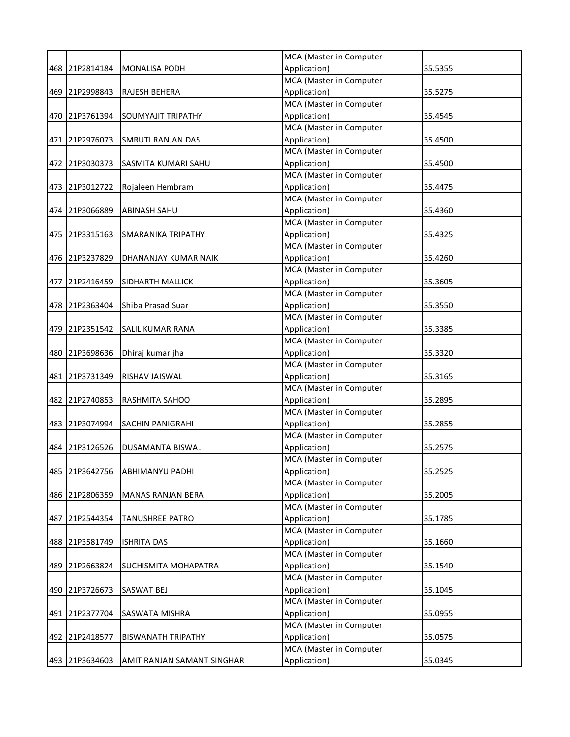| | | | | |
|---|---|---|---|---|
| 468 | 21P2814184 | MONALISA PODH | MCA (Master in Computer Application) | 35.5355 |
| 469 | 21P2998843 | RAJESH BEHERA | MCA (Master in Computer Application) | 35.5275 |
| 470 | 21P3761394 | SOUMYAJIT TRIPATHY | MCA (Master in Computer Application) | 35.4545 |
| 471 | 21P2976073 | SMRUTI RANJAN DAS | MCA (Master in Computer Application) | 35.4500 |
| 472 | 21P3030373 | SASMITA KUMARI SAHU | MCA (Master in Computer Application) | 35.4500 |
| 473 | 21P3012722 | Rojaleen Hembram | MCA (Master in Computer Application) | 35.4475 |
| 474 | 21P3066889 | ABINASH SAHU | MCA (Master in Computer Application) | 35.4360 |
| 475 | 21P3315163 | SMARANIKA TRIPATHY | MCA (Master in Computer Application) | 35.4325 |
| 476 | 21P3237829 | DHANANJAY KUMAR NAIK | MCA (Master in Computer Application) | 35.4260 |
| 477 | 21P2416459 | SIDHARTH MALLICK | MCA (Master in Computer Application) | 35.3605 |
| 478 | 21P2363404 | Shiba Prasad Suar | MCA (Master in Computer Application) | 35.3550 |
| 479 | 21P2351542 | SALIL KUMAR RANA | MCA (Master in Computer Application) | 35.3385 |
| 480 | 21P3698636 | Dhiraj kumar jha | MCA (Master in Computer Application) | 35.3320 |
| 481 | 21P3731349 | RISHAV JAISWAL | MCA (Master in Computer Application) | 35.3165 |
| 482 | 21P2740853 | RASHMITA SAHOO | MCA (Master in Computer Application) | 35.2895 |
| 483 | 21P3074994 | SACHIN PANIGRAHI | MCA (Master in Computer Application) | 35.2855 |
| 484 | 21P3126526 | DUSAMANTA BISWAL | MCA (Master in Computer Application) | 35.2575 |
| 485 | 21P3642756 | ABHIMANYU PADHI | MCA (Master in Computer Application) | 35.2525 |
| 486 | 21P2806359 | MANAS RANJAN BERA | MCA (Master in Computer Application) | 35.2005 |
| 487 | 21P2544354 | TANUSHREE PATRO | MCA (Master in Computer Application) | 35.1785 |
| 488 | 21P3581749 | ISHRITA DAS | MCA (Master in Computer Application) | 35.1660 |
| 489 | 21P2663824 | SUCHISMITA MOHAPATRA | MCA (Master in Computer Application) | 35.1540 |
| 490 | 21P3726673 | SASWAT BEJ | MCA (Master in Computer Application) | 35.1045 |
| 491 | 21P2377704 | SASWATA MISHRA | MCA (Master in Computer Application) | 35.0955 |
| 492 | 21P2418577 | BISWANATH TRIPATHY | MCA (Master in Computer Application) | 35.0575 |
| 493 | 21P3634603 | AMIT RANJAN SAMANT SINGHAR | MCA (Master in Computer Application) | 35.0345 |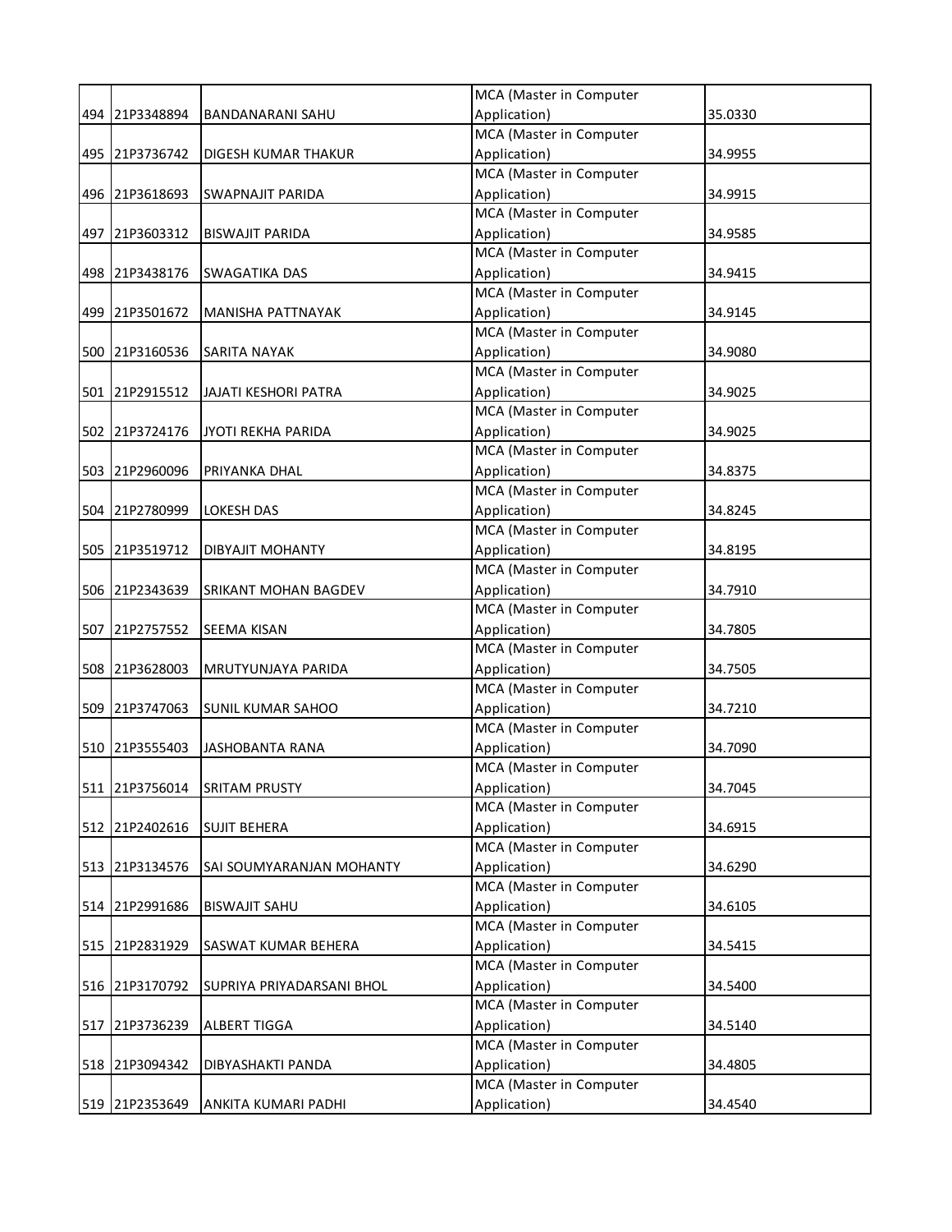| 494 | 21P3348894 | BANDANARANI SAHU | MCA (Master in Computer Application) | 35.0330 |
|---|---|---|---|---|
| 495 | 21P3736742 | DIGESH KUMAR THAKUR | MCA (Master in Computer Application) | 34.9955 |
| 496 | 21P3618693 | SWAPNAJIT PARIDA | MCA (Master in Computer Application) | 34.9915 |
| 497 | 21P3603312 | BISWAJIT PARIDA | MCA (Master in Computer Application) | 34.9585 |
| 498 | 21P3438176 | SWAGATIKA DAS | MCA (Master in Computer Application) | 34.9415 |
| 499 | 21P3501672 | MANISHA PATTNAYAK | MCA (Master in Computer Application) | 34.9145 |
| 500 | 21P3160536 | SARITA NAYAK | MCA (Master in Computer Application) | 34.9080 |
| 501 | 21P2915512 | JAJATI KESHORI PATRA | MCA (Master in Computer Application) | 34.9025 |
| 502 | 21P3724176 | JYOTI REKHA PARIDA | MCA (Master in Computer Application) | 34.9025 |
| 503 | 21P2960096 | PRIYANKA DHAL | MCA (Master in Computer Application) | 34.8375 |
| 504 | 21P2780999 | LOKESH DAS | MCA (Master in Computer Application) | 34.8245 |
| 505 | 21P3519712 | DIBYAJIT MOHANTY | MCA (Master in Computer Application) | 34.8195 |
| 506 | 21P2343639 | SRIKANT MOHAN BAGDEV | MCA (Master in Computer Application) | 34.7910 |
| 507 | 21P2757552 | SEEMA KISAN | MCA (Master in Computer Application) | 34.7805 |
| 508 | 21P3628003 | MRUTYUNJAYA PARIDA | MCA (Master in Computer Application) | 34.7505 |
| 509 | 21P3747063 | SUNIL KUMAR SAHOO | MCA (Master in Computer Application) | 34.7210 |
| 510 | 21P3555403 | JASHOBANTA RANA | MCA (Master in Computer Application) | 34.7090 |
| 511 | 21P3756014 | SRITAM PRUSTY | MCA (Master in Computer Application) | 34.7045 |
| 512 | 21P2402616 | SUJIT BEHERA | MCA (Master in Computer Application) | 34.6915 |
| 513 | 21P3134576 | SAI SOUMYARANJAN MOHANTY | MCA (Master in Computer Application) | 34.6290 |
| 514 | 21P2991686 | BISWAJIT SAHU | MCA (Master in Computer Application) | 34.6105 |
| 515 | 21P2831929 | SASWAT KUMAR BEHERA | MCA (Master in Computer Application) | 34.5415 |
| 516 | 21P3170792 | SUPRIYA PRIYADARSANI BHOL | MCA (Master in Computer Application) | 34.5400 |
| 517 | 21P3736239 | ALBERT TIGGA | MCA (Master in Computer Application) | 34.5140 |
| 518 | 21P3094342 | DIBYASHAKTI PANDA | MCA (Master in Computer Application) | 34.4805 |
| 519 | 21P2353649 | ANKITA KUMARI PADHI | MCA (Master in Computer Application) | 34.4540 |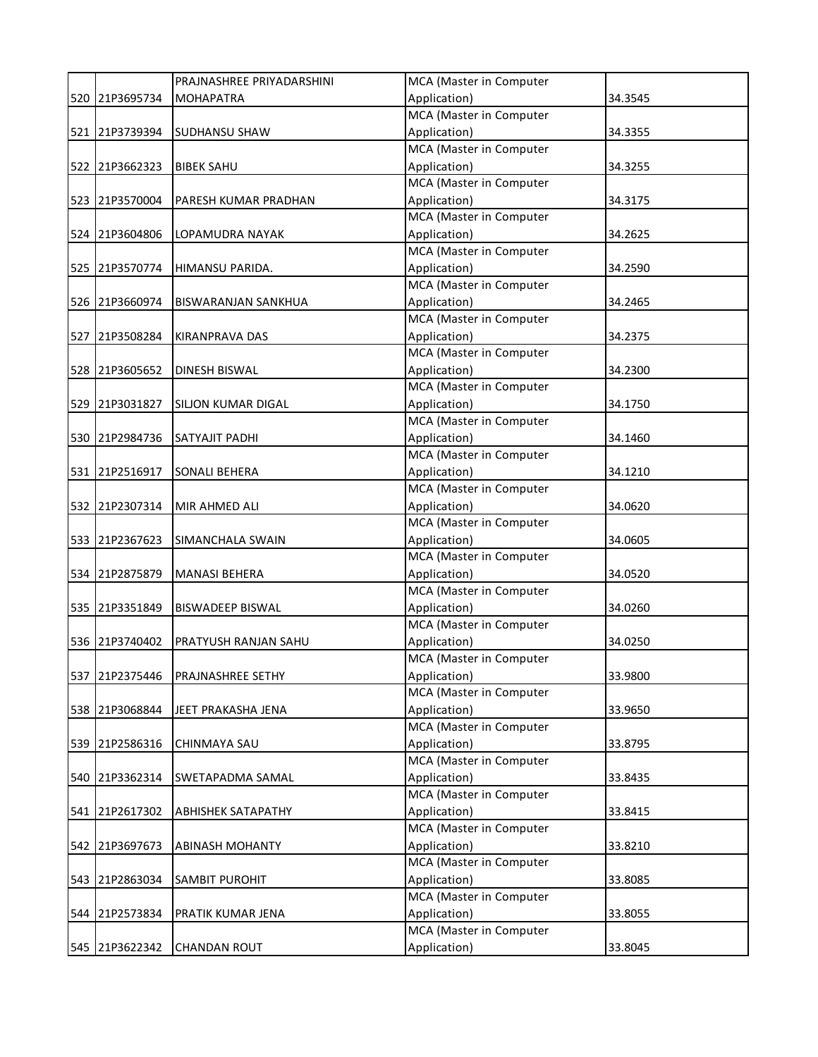| | | | | |
|---|---|---|---|---|
| 520 | 21P3695734 | PRAJNASHREE PRIYADARSHINI MOHAPATRA | MCA (Master in Computer Application) | 34.3545 |
| 521 | 21P3739394 | SUDHANSU SHAW | MCA (Master in Computer Application) | 34.3355 |
| 522 | 21P3662323 | BIBEK SAHU | MCA (Master in Computer Application) | 34.3255 |
| 523 | 21P3570004 | PARESH KUMAR PRADHAN | MCA (Master in Computer Application) | 34.3175 |
| 524 | 21P3604806 | LOPAMUDRA NAYAK | MCA (Master in Computer Application) | 34.2625 |
| 525 | 21P3570774 | HIMANSU PARIDA. | MCA (Master in Computer Application) | 34.2590 |
| 526 | 21P3660974 | BISWARANJAN SANKHUA | MCA (Master in Computer Application) | 34.2465 |
| 527 | 21P3508284 | KIRANPRAVA DAS | MCA (Master in Computer Application) | 34.2375 |
| 528 | 21P3605652 | DINESH BISWAL | MCA (Master in Computer Application) | 34.2300 |
| 529 | 21P3031827 | SILJON KUMAR DIGAL | MCA (Master in Computer Application) | 34.1750 |
| 530 | 21P2984736 | SATYAJIT PADHI | MCA (Master in Computer Application) | 34.1460 |
| 531 | 21P2516917 | SONALI BEHERA | MCA (Master in Computer Application) | 34.1210 |
| 532 | 21P2307314 | MIR AHMED ALI | MCA (Master in Computer Application) | 34.0620 |
| 533 | 21P2367623 | SIMANCHALA SWAIN | MCA (Master in Computer Application) | 34.0605 |
| 534 | 21P2875879 | MANASI BEHERA | MCA (Master in Computer Application) | 34.0520 |
| 535 | 21P3351849 | BISWADEEP BISWAL | MCA (Master in Computer Application) | 34.0260 |
| 536 | 21P3740402 | PRATYUSH RANJAN SAHU | MCA (Master in Computer Application) | 34.0250 |
| 537 | 21P2375446 | PRAJNASHREE SETHY | MCA (Master in Computer Application) | 33.9800 |
| 538 | 21P3068844 | JEET PRAKASHA JENA | MCA (Master in Computer Application) | 33.9650 |
| 539 | 21P2586316 | CHINMAYA SAU | MCA (Master in Computer Application) | 33.8795 |
| 540 | 21P3362314 | SWETAPADMA SAMAL | MCA (Master in Computer Application) | 33.8435 |
| 541 | 21P2617302 | ABHISHEK SATAPATHY | MCA (Master in Computer Application) | 33.8415 |
| 542 | 21P3697673 | ABINASH MOHANTY | MCA (Master in Computer Application) | 33.8210 |
| 543 | 21P2863034 | SAMBIT PUROHIT | MCA (Master in Computer Application) | 33.8085 |
| 544 | 21P2573834 | PRATIK KUMAR JENA | MCA (Master in Computer Application) | 33.8055 |
| 545 | 21P3622342 | CHANDAN ROUT | MCA (Master in Computer Application) | 33.8045 |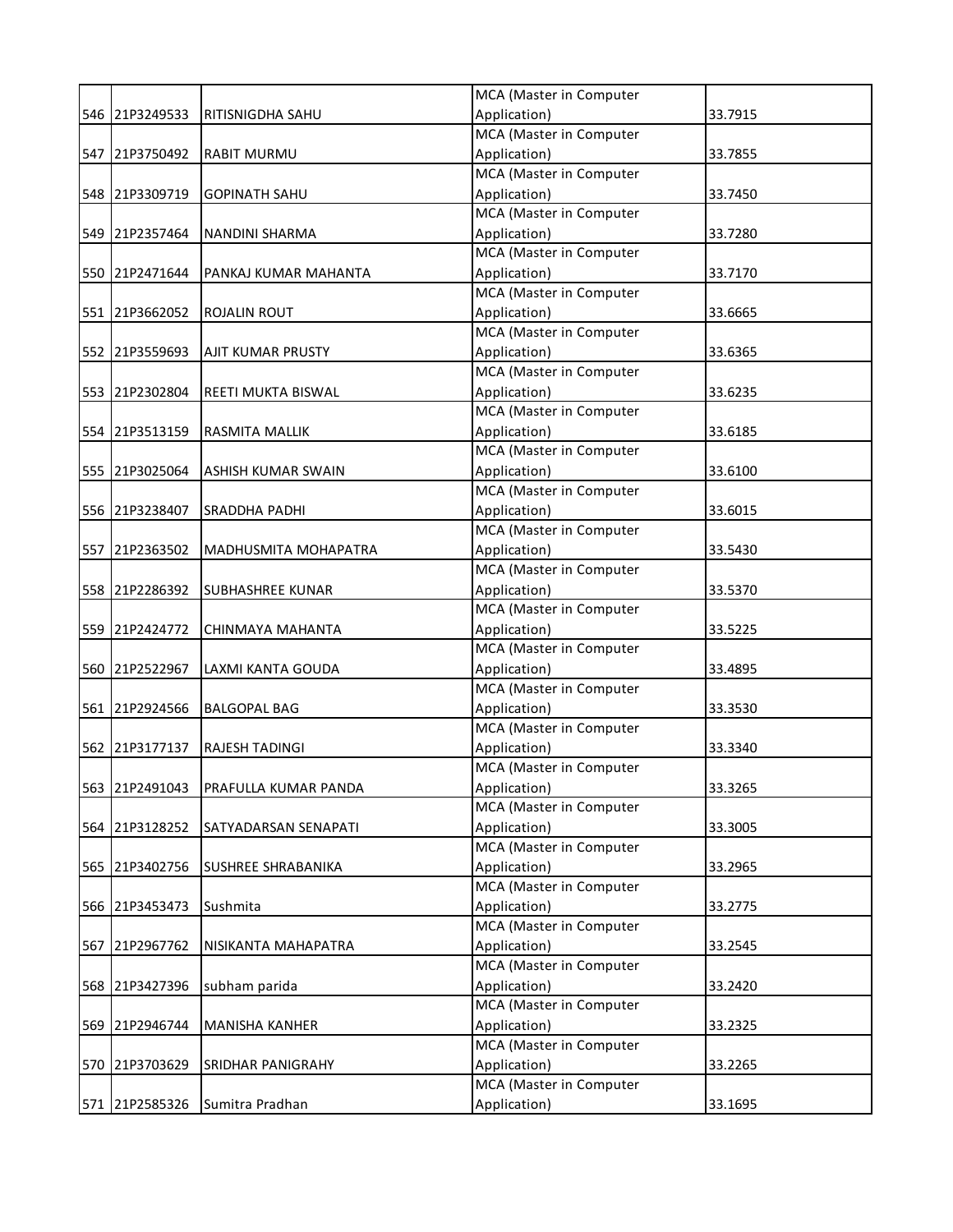| | | | | |
|---|---|---|---|---|
| 546 | 21P3249533 | RITISNIGDHA SAHU | MCA (Master in Computer Application) | 33.7915 |
| 547 | 21P3750492 | RABIT MURMU | MCA (Master in Computer Application) | 33.7855 |
| 548 | 21P3309719 | GOPINATH SAHU | MCA (Master in Computer Application) | 33.7450 |
| 549 | 21P2357464 | NANDINI SHARMA | MCA (Master in Computer Application) | 33.7280 |
| 550 | 21P2471644 | PANKAJ KUMAR MAHANTA | MCA (Master in Computer Application) | 33.7170 |
| 551 | 21P3662052 | ROJALIN ROUT | MCA (Master in Computer Application) | 33.6665 |
| 552 | 21P3559693 | AJIT KUMAR PRUSTY | MCA (Master in Computer Application) | 33.6365 |
| 553 | 21P2302804 | REETI MUKTA BISWAL | MCA (Master in Computer Application) | 33.6235 |
| 554 | 21P3513159 | RASMITA MALLIK | MCA (Master in Computer Application) | 33.6185 |
| 555 | 21P3025064 | ASHISH KUMAR SWAIN | MCA (Master in Computer Application) | 33.6100 |
| 556 | 21P3238407 | SRADDHA PADHI | MCA (Master in Computer Application) | 33.6015 |
| 557 | 21P2363502 | MADHUSMITA MOHAPATRA | MCA (Master in Computer Application) | 33.5430 |
| 558 | 21P2286392 | SUBHASHREE KUNAR | MCA (Master in Computer Application) | 33.5370 |
| 559 | 21P2424772 | CHINMAYA MAHANTA | MCA (Master in Computer Application) | 33.5225 |
| 560 | 21P2522967 | LAXMI KANTA GOUDA | MCA (Master in Computer Application) | 33.4895 |
| 561 | 21P2924566 | BALGOPAL BAG | MCA (Master in Computer Application) | 33.3530 |
| 562 | 21P3177137 | RAJESH TADINGI | MCA (Master in Computer Application) | 33.3340 |
| 563 | 21P2491043 | PRAFULLA KUMAR PANDA | MCA (Master in Computer Application) | 33.3265 |
| 564 | 21P3128252 | SATYADARSAN SENAPATI | MCA (Master in Computer Application) | 33.3005 |
| 565 | 21P3402756 | SUSHREE SHRABANIKA | MCA (Master in Computer Application) | 33.2965 |
| 566 | 21P3453473 | Sushmita | MCA (Master in Computer Application) | 33.2775 |
| 567 | 21P2967762 | NISIKANTA MAHAPATRA | MCA (Master in Computer Application) | 33.2545 |
| 568 | 21P3427396 | subham parida | MCA (Master in Computer Application) | 33.2420 |
| 569 | 21P2946744 | MANISHA KANHER | MCA (Master in Computer Application) | 33.2325 |
| 570 | 21P3703629 | SRIDHAR PANIGRAHY | MCA (Master in Computer Application) | 33.2265 |
| 571 | 21P2585326 | Sumitra Pradhan | MCA (Master in Computer Application) | 33.1695 |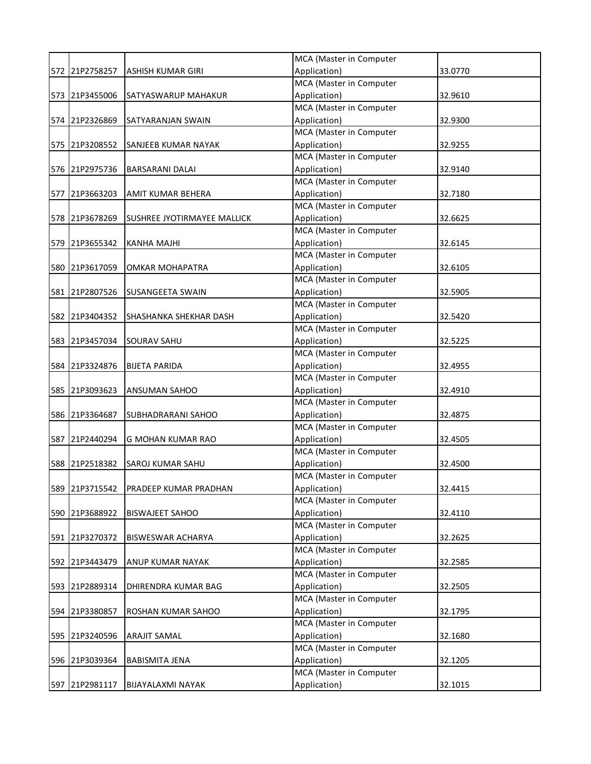| | | | | |
|---|---|---|---|---|
| 572 | 21P2758257 | ASHISH KUMAR GIRI | MCA (Master in Computer Application) | 33.0770 |
| 573 | 21P3455006 | SATYASWARUP MAHAKUR | MCA (Master in Computer Application) | 32.9610 |
| 574 | 21P2326869 | SATYARANJAN SWAIN | MCA (Master in Computer Application) | 32.9300 |
| 575 | 21P3208552 | SANJEEB KUMAR NAYAK | MCA (Master in Computer Application) | 32.9255 |
| 576 | 21P2975736 | BARSARANI DALAI | MCA (Master in Computer Application) | 32.9140 |
| 577 | 21P3663203 | AMIT KUMAR BEHERA | MCA (Master in Computer Application) | 32.7180 |
| 578 | 21P3678269 | SUSHREE JYOTIRMAYEE MALLICK | MCA (Master in Computer Application) | 32.6625 |
| 579 | 21P3655342 | KANHA MAJHI | MCA (Master in Computer Application) | 32.6145 |
| 580 | 21P3617059 | OMKAR MOHAPATRA | MCA (Master in Computer Application) | 32.6105 |
| 581 | 21P2807526 | SUSANGEETA SWAIN | MCA (Master in Computer Application) | 32.5905 |
| 582 | 21P3404352 | SHASHANKA SHEKHAR DASH | MCA (Master in Computer Application) | 32.5420 |
| 583 | 21P3457034 | SOURAV SAHU | MCA (Master in Computer Application) | 32.5225 |
| 584 | 21P3324876 | BIJETA PARIDA | MCA (Master in Computer Application) | 32.4955 |
| 585 | 21P3093623 | ANSUMAN SAHOO | MCA (Master in Computer Application) | 32.4910 |
| 586 | 21P3364687 | SUBHADRARANI SAHOO | MCA (Master in Computer Application) | 32.4875 |
| 587 | 21P2440294 | G MOHAN KUMAR RAO | MCA (Master in Computer Application) | 32.4505 |
| 588 | 21P2518382 | SAROJ KUMAR SAHU | MCA (Master in Computer Application) | 32.4500 |
| 589 | 21P3715542 | PRADEEP KUMAR PRADHAN | MCA (Master in Computer Application) | 32.4415 |
| 590 | 21P3688922 | BISWAJEET SAHOO | MCA (Master in Computer Application) | 32.4110 |
| 591 | 21P3270372 | BISWESWAR ACHARYA | MCA (Master in Computer Application) | 32.2625 |
| 592 | 21P3443479 | ANUP KUMAR NAYAK | MCA (Master in Computer Application) | 32.2585 |
| 593 | 21P2889314 | DHIRENDRA KUMAR BAG | MCA (Master in Computer Application) | 32.2505 |
| 594 | 21P3380857 | ROSHAN KUMAR SAHOO | MCA (Master in Computer Application) | 32.1795 |
| 595 | 21P3240596 | ARAJIT SAMAL | MCA (Master in Computer Application) | 32.1680 |
| 596 | 21P3039364 | BABISMITA JENA | MCA (Master in Computer Application) | 32.1205 |
| 597 | 21P2981117 | BIJAYALAXMI NAYAK | MCA (Master in Computer Application) | 32.1015 |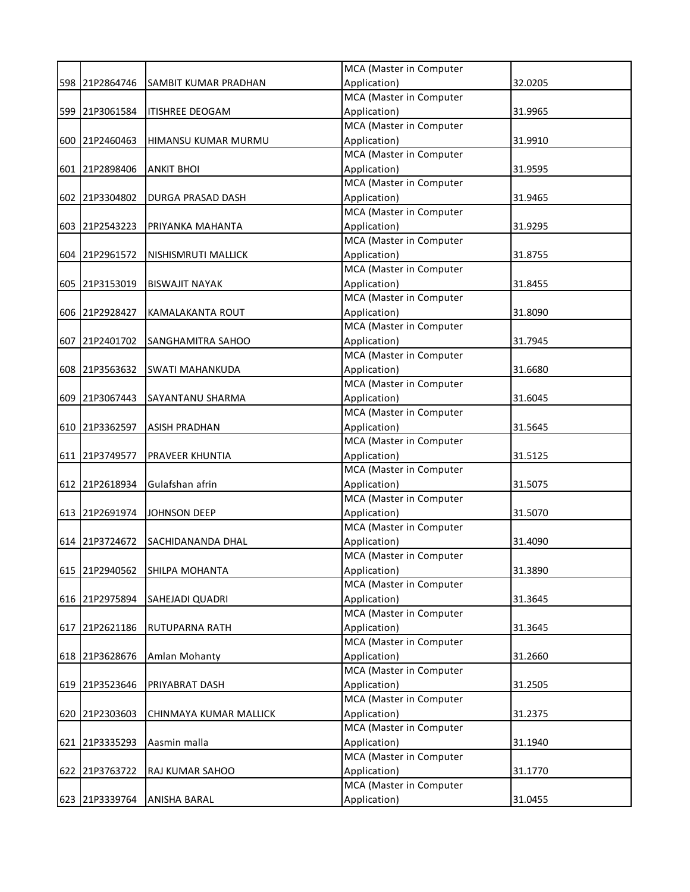| | | | | |
|---|---|---|---|---|
| 598 | 21P2864746 | SAMBIT KUMAR PRADHAN | MCA (Master in Computer Application) | 32.0205 |
| 599 | 21P3061584 | ITISHREE DEOGAM | MCA (Master in Computer Application) | 31.9965 |
| 600 | 21P2460463 | HIMANSU KUMAR MURMU | MCA (Master in Computer Application) | 31.9910 |
| 601 | 21P2898406 | ANKIT BHOI | MCA (Master in Computer Application) | 31.9595 |
| 602 | 21P3304802 | DURGA PRASAD DASH | MCA (Master in Computer Application) | 31.9465 |
| 603 | 21P2543223 | PRIYANKA MAHANTA | MCA (Master in Computer Application) | 31.9295 |
| 604 | 21P2961572 | NISHISMRUTI MALLICK | MCA (Master in Computer Application) | 31.8755 |
| 605 | 21P3153019 | BISWAJIT NAYAK | MCA (Master in Computer Application) | 31.8455 |
| 606 | 21P2928427 | KAMALAKANTA ROUT | MCA (Master in Computer Application) | 31.8090 |
| 607 | 21P2401702 | SANGHAMITRA SAHOO | MCA (Master in Computer Application) | 31.7945 |
| 608 | 21P3563632 | SWATI MAHANKUDA | MCA (Master in Computer Application) | 31.6680 |
| 609 | 21P3067443 | SAYANTANU SHARMA | MCA (Master in Computer Application) | 31.6045 |
| 610 | 21P3362597 | ASISH PRADHAN | MCA (Master in Computer Application) | 31.5645 |
| 611 | 21P3749577 | PRAVEER KHUNTIA | MCA (Master in Computer Application) | 31.5125 |
| 612 | 21P2618934 | Gulafshan afrin | MCA (Master in Computer Application) | 31.5075 |
| 613 | 21P2691974 | JOHNSON DEEP | MCA (Master in Computer Application) | 31.5070 |
| 614 | 21P3724672 | SACHIDANANDA DHAL | MCA (Master in Computer Application) | 31.4090 |
| 615 | 21P2940562 | SHILPA MOHANTA | MCA (Master in Computer Application) | 31.3890 |
| 616 | 21P2975894 | SAHEJADI QUADRI | MCA (Master in Computer Application) | 31.3645 |
| 617 | 21P2621186 | RUTUPARNA RATH | MCA (Master in Computer Application) | 31.3645 |
| 618 | 21P3628676 | Amlan Mohanty | MCA (Master in Computer Application) | 31.2660 |
| 619 | 21P3523646 | PRIYABRAT DASH | MCA (Master in Computer Application) | 31.2505 |
| 620 | 21P2303603 | CHINMAYA KUMAR MALLICK | MCA (Master in Computer Application) | 31.2375 |
| 621 | 21P3335293 | Aasmin malla | MCA (Master in Computer Application) | 31.1940 |
| 622 | 21P3763722 | RAJ KUMAR SAHOO | MCA (Master in Computer Application) | 31.1770 |
| 623 | 21P3339764 | ANISHA BARAL | MCA (Master in Computer Application) | 31.0455 |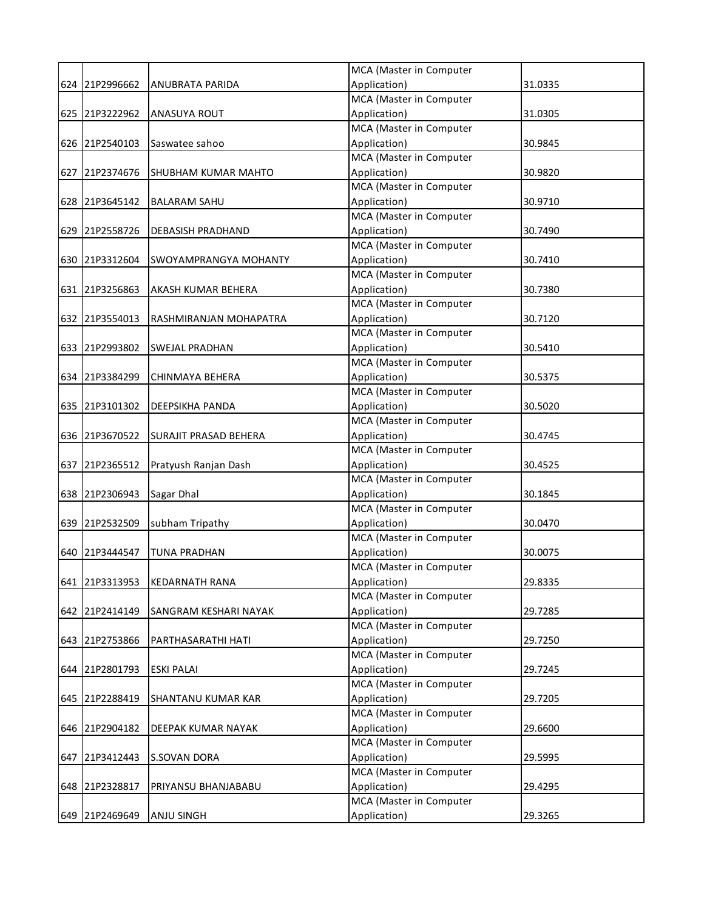| | | | | |
|---|---|---|---|---|
| 624 | 21P2996662 | ANUBRATA PARIDA | MCA (Master in Computer Application) | 31.0335 |
| 625 | 21P3222962 | ANASUYA ROUT | MCA (Master in Computer Application) | 31.0305 |
| 626 | 21P2540103 | Saswatee sahoo | MCA (Master in Computer Application) | 30.9845 |
| 627 | 21P2374676 | SHUBHAM KUMAR MAHTO | MCA (Master in Computer Application) | 30.9820 |
| 628 | 21P3645142 | BALARAM SAHU | MCA (Master in Computer Application) | 30.9710 |
| 629 | 21P2558726 | DEBASISH PRADHAND | MCA (Master in Computer Application) | 30.7490 |
| 630 | 21P3312604 | SWOYAMPRANGYA MOHANTY | MCA (Master in Computer Application) | 30.7410 |
| 631 | 21P3256863 | AKASH KUMAR BEHERA | MCA (Master in Computer Application) | 30.7380 |
| 632 | 21P3554013 | RASHMIRANJAN MOHAPATRA | MCA (Master in Computer Application) | 30.7120 |
| 633 | 21P2993802 | SWEJAL PRADHAN | MCA (Master in Computer Application) | 30.5410 |
| 634 | 21P3384299 | CHINMAYA BEHERA | MCA (Master in Computer Application) | 30.5375 |
| 635 | 21P3101302 | DEEPSIKHA PANDA | MCA (Master in Computer Application) | 30.5020 |
| 636 | 21P3670522 | SURAJIT PRASAD BEHERA | MCA (Master in Computer Application) | 30.4745 |
| 637 | 21P2365512 | Pratyush Ranjan Dash | MCA (Master in Computer Application) | 30.4525 |
| 638 | 21P2306943 | Sagar Dhal | MCA (Master in Computer Application) | 30.1845 |
| 639 | 21P2532509 | subham Tripathy | MCA (Master in Computer Application) | 30.0470 |
| 640 | 21P3444547 | TUNA PRADHAN | MCA (Master in Computer Application) | 30.0075 |
| 641 | 21P3313953 | KEDARNATH RANA | MCA (Master in Computer Application) | 29.8335 |
| 642 | 21P2414149 | SANGRAM KESHARI NAYAK | MCA (Master in Computer Application) | 29.7285 |
| 643 | 21P2753866 | PARTHASARATHI HATI | MCA (Master in Computer Application) | 29.7250 |
| 644 | 21P2801793 | ESKI PALAI | MCA (Master in Computer Application) | 29.7245 |
| 645 | 21P2288419 | SHANTANU KUMAR KAR | MCA (Master in Computer Application) | 29.7205 |
| 646 | 21P2904182 | DEEPAK KUMAR NAYAK | MCA (Master in Computer Application) | 29.6600 |
| 647 | 21P3412443 | S.SOVAN DORA | MCA (Master in Computer Application) | 29.5995 |
| 648 | 21P2328817 | PRIYANSU BHANJABABU | MCA (Master in Computer Application) | 29.4295 |
| 649 | 21P2469649 | ANJU SINGH | MCA (Master in Computer Application) | 29.3265 |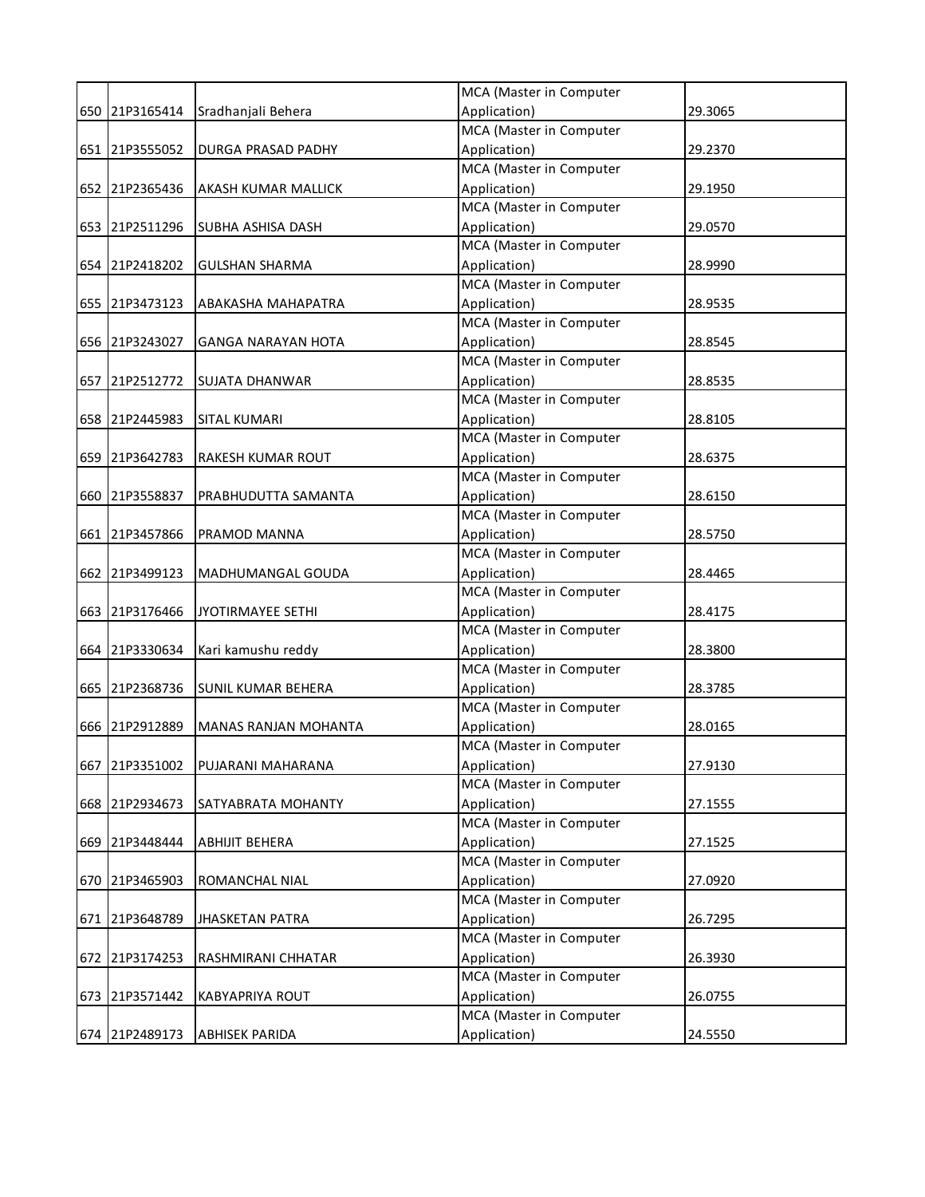| | | | | |
|---|---|---|---|---|
| 650 | 21P3165414 | Sradhanjali Behera | MCA (Master in Computer Application) | 29.3065 |
| 651 | 21P3555052 | DURGA PRASAD PADHY | MCA (Master in Computer Application) | 29.2370 |
| 652 | 21P2365436 | AKASH KUMAR MALLICK | MCA (Master in Computer Application) | 29.1950 |
| 653 | 21P2511296 | SUBHA ASHISA DASH | MCA (Master in Computer Application) | 29.0570 |
| 654 | 21P2418202 | GULSHAN SHARMA | MCA (Master in Computer Application) | 28.9990 |
| 655 | 21P3473123 | ABAKASHA MAHAPATRA | MCA (Master in Computer Application) | 28.9535 |
| 656 | 21P3243027 | GANGA NARAYAN HOTA | MCA (Master in Computer Application) | 28.8545 |
| 657 | 21P2512772 | SUJATA DHANWAR | MCA (Master in Computer Application) | 28.8535 |
| 658 | 21P2445983 | SITAL KUMARI | MCA (Master in Computer Application) | 28.8105 |
| 659 | 21P3642783 | RAKESH KUMAR ROUT | MCA (Master in Computer Application) | 28.6375 |
| 660 | 21P3558837 | PRABHUDUTTA SAMANTA | MCA (Master in Computer Application) | 28.6150 |
| 661 | 21P3457866 | PRAMOD MANNA | MCA (Master in Computer Application) | 28.5750 |
| 662 | 21P3499123 | MADHUMANGAL GOUDA | MCA (Master in Computer Application) | 28.4465 |
| 663 | 21P3176466 | JYOTIRMAYEE SETHI | MCA (Master in Computer Application) | 28.4175 |
| 664 | 21P3330634 | Kari kamushu reddy | MCA (Master in Computer Application) | 28.3800 |
| 665 | 21P2368736 | SUNIL KUMAR BEHERA | MCA (Master in Computer Application) | 28.3785 |
| 666 | 21P2912889 | MANAS RANJAN MOHANTA | MCA (Master in Computer Application) | 28.0165 |
| 667 | 21P3351002 | PUJARANI MAHARANA | MCA (Master in Computer Application) | 27.9130 |
| 668 | 21P2934673 | SATYABRATA MOHANTY | MCA (Master in Computer Application) | 27.1555 |
| 669 | 21P3448444 | ABHIJIT BEHERA | MCA (Master in Computer Application) | 27.1525 |
| 670 | 21P3465903 | ROMANCHAL NIAL | MCA (Master in Computer Application) | 27.0920 |
| 671 | 21P3648789 | JHASKETAN PATRA | MCA (Master in Computer Application) | 26.7295 |
| 672 | 21P3174253 | RASHMIRANI CHHATAR | MCA (Master in Computer Application) | 26.3930 |
| 673 | 21P3571442 | KABYAPRIYA ROUT | MCA (Master in Computer Application) | 26.0755 |
| 674 | 21P2489173 | ABHISEK PARIDA | MCA (Master in Computer Application) | 24.5550 |